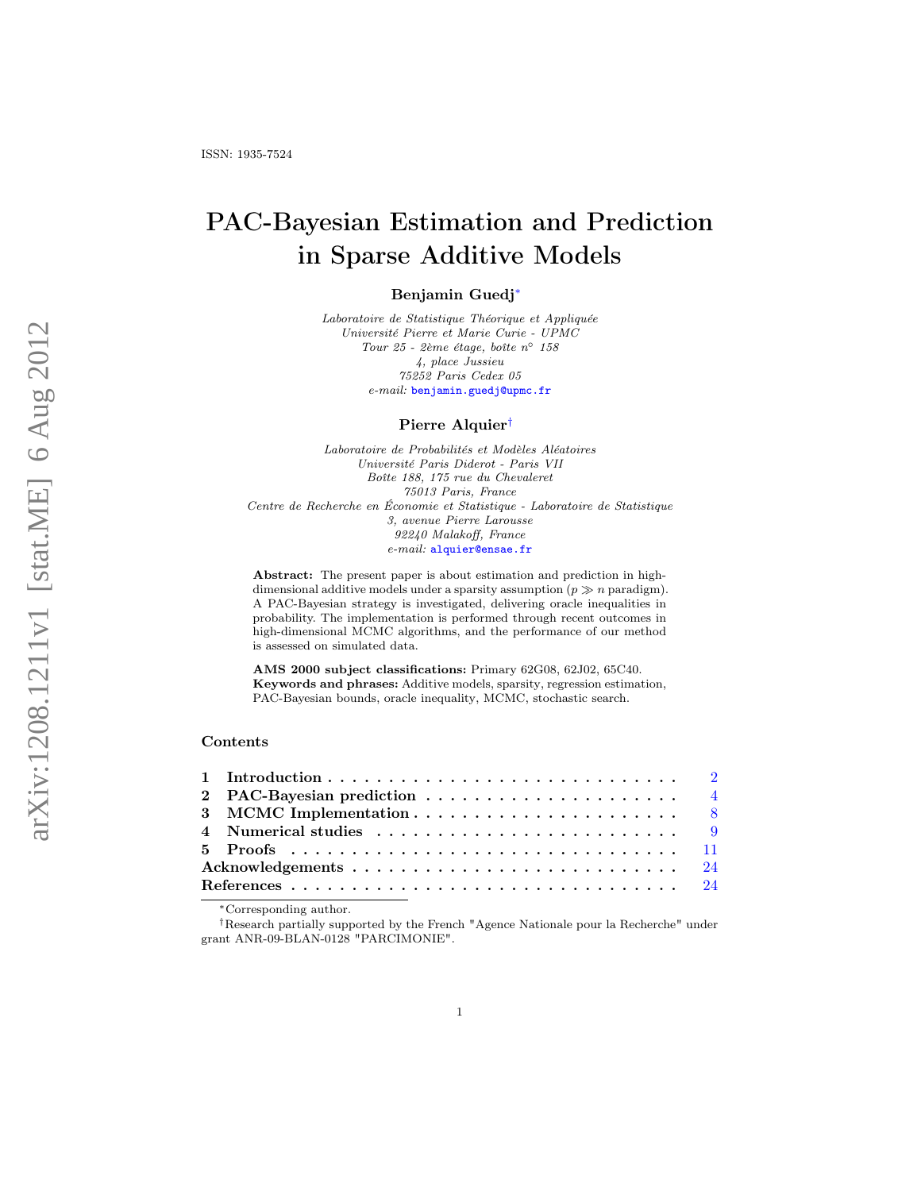ISSN: 1935-7524

# PAC-Bayesian Estimation and Prediction in Sparse Additive Models

**Benjamin Guedj**[*]

*Laboratoire de Statistique Théorique et Appliquée*
*Université Pierre et Marie Curie - UPMC*
*Tour 25 - 2ème étage, boîte n° 158*
*4, place Jussieu*
*75252 Paris Cedex 05*
*e-mail:* benjamin.guedj@upmc.fr

**Pierre Alquier**[†]

*Laboratoire de Probabilités et Modèles Aléatoires*
*Université Paris Diderot - Paris VII*
*Boîte 188, 175 rue du Chevaleret*
*75013 Paris, France*
*Centre de Recherche en Économie et Statistique - Laboratoire de Statistique*
*3, avenue Pierre Larousse*
*92240 Malakoff, France*
*e-mail:* alquier@ensae.fr

**Abstract:** The present paper is about estimation and prediction in high-dimensional additive models under a sparsity assumption ($p \gg n$ paradigm). A PAC-Bayesian strategy is investigated, delivering oracle inequalities in probability. The implementation is performed through recent outcomes in high-dimensional MCMC algorithms, and the performance of our method is assessed on simulated data.

**AMS 2000 subject classifications:** Primary 62G08, 62J02, 65C40.
**Keywords and phrases:** Additive models, sparsity, regression estimation, PAC-Bayesian bounds, oracle inequality, MCMC, stochastic search.

## Contents

| | |
|---|---|
| **1 Introduction** | 2 |
| **2 PAC-Bayesian prediction** | 4 |
| **3 MCMC Implementation** | 8 |
| **4 Numerical studies** | 9 |
| **5 Proofs** | 11 |
| **Acknowledgements** | 24 |
| **References** | 24 |

[*] Corresponding author.

[†] Research partially supported by the French "Agence Nationale pour la Recherche" under grant ANR-09-BLAN-0128 "PARCIMONIE".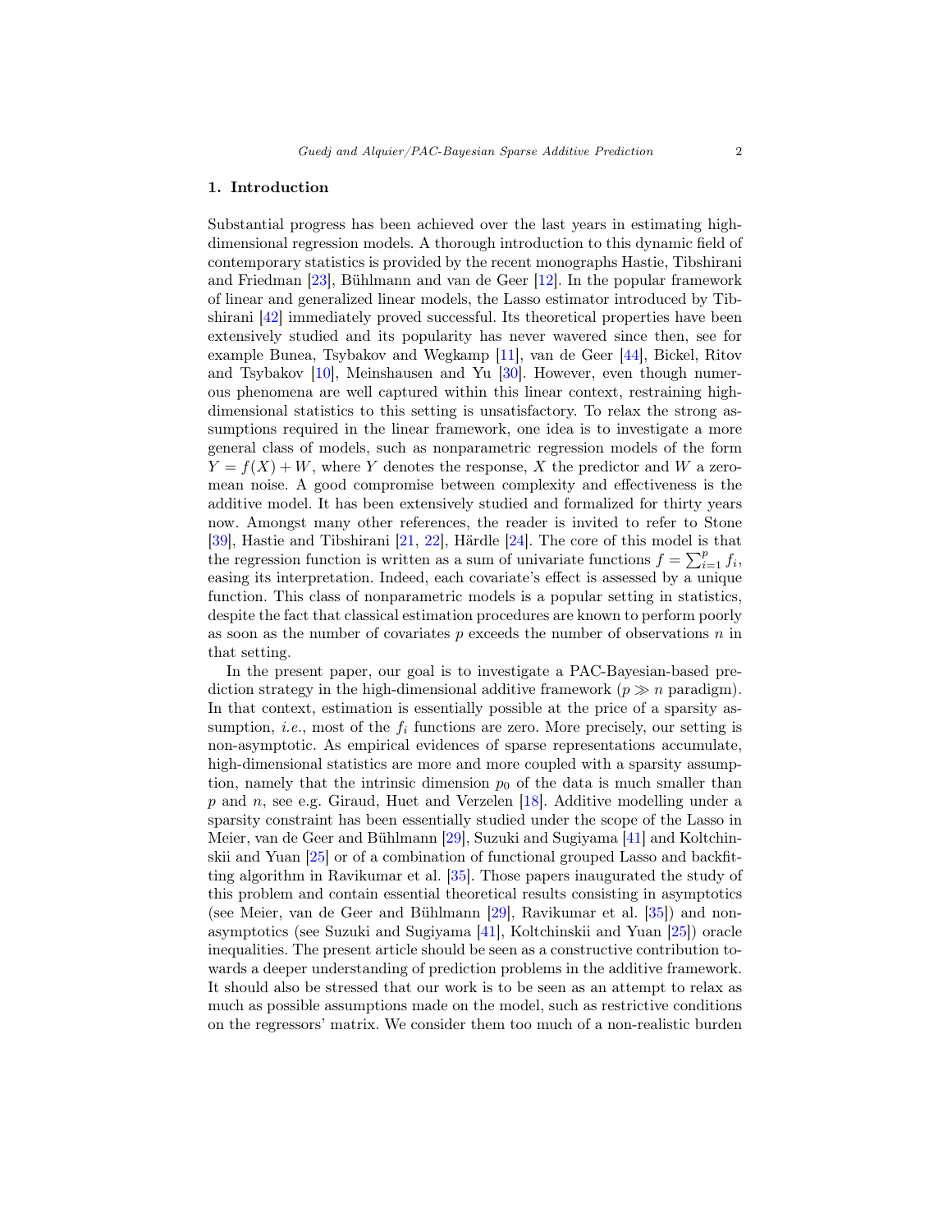## 1. Introduction

Substantial progress has been achieved over the last years in estimating high-dimensional regression models. A thorough introduction to this dynamic field of contemporary statistics is provided by the recent monographs Hastie, Tibshirani and Friedman [23], Bühlmann and van de Geer [12]. In the popular framework of linear and generalized linear models, the Lasso estimator introduced by Tibshirani [42] immediately proved successful. Its theoretical properties have been extensively studied and its popularity has never wavered since then, see for example Bunea, Tsybakov and Wegkamp [11], van de Geer [44], Bickel, Ritov and Tsybakov [10], Meinshausen and Yu [30]. However, even though numerous phenomena are well captured within this linear context, restraining high-dimensional statistics to this setting is unsatisfactory. To relax the strong assumptions required in the linear framework, one idea is to investigate a more general class of models, such as nonparametric regression models of the form $Y = f(X) + W$, where $Y$ denotes the response, $X$ the predictor and $W$ a zero-mean noise. A good compromise between complexity and effectiveness is the additive model. It has been extensively studied and formalized for thirty years now. Amongst many other references, the reader is invited to refer to Stone [39], Hastie and Tibshirani [21, 22], Härdle [24]. The core of this model is that the regression function is written as a sum of univariate functions $f = \sum_{i=1}^{p} f_i$, easing its interpretation. Indeed, each covariate's effect is assessed by a unique function. This class of nonparametric models is a popular setting in statistics, despite the fact that classical estimation procedures are known to perform poorly as soon as the number of covariates $p$ exceeds the number of observations $n$ in that setting.

In the present paper, our goal is to investigate a PAC-Bayesian-based prediction strategy in the high-dimensional additive framework ($p \gg n$ paradigm). In that context, estimation is essentially possible at the price of a sparsity assumption, *i.e.*, most of the $f_i$ functions are zero. More precisely, our setting is non-asymptotic. As empirical evidences of sparse representations accumulate, high-dimensional statistics are more and more coupled with a sparsity assumption, namely that the intrinsic dimension $p_0$ of the data is much smaller than $p$ and $n$, see e.g. Giraud, Huet and Verzelen [18]. Additive modelling under a sparsity constraint has been essentially studied under the scope of the Lasso in Meier, van de Geer and Bühlmann [29], Suzuki and Sugiyama [41] and Koltchinskii and Yuan [25] or of a combination of functional grouped Lasso and backfitting algorithm in Ravikumar et al. [35]. Those papers inaugurated the study of this problem and contain essential theoretical results consisting in asymptotics (see Meier, van de Geer and Bühlmann [29], Ravikumar et al. [35]) and non-asymptotics (see Suzuki and Sugiyama [41], Koltchinskii and Yuan [25]) oracle inequalities. The present article should be seen as a constructive contribution towards a deeper understanding of prediction problems in the additive framework. It should also be stressed that our work is to be seen as an attempt to relax as much as possible assumptions made on the model, such as restrictive conditions on the regressors' matrix. We consider them too much of a non-realistic burden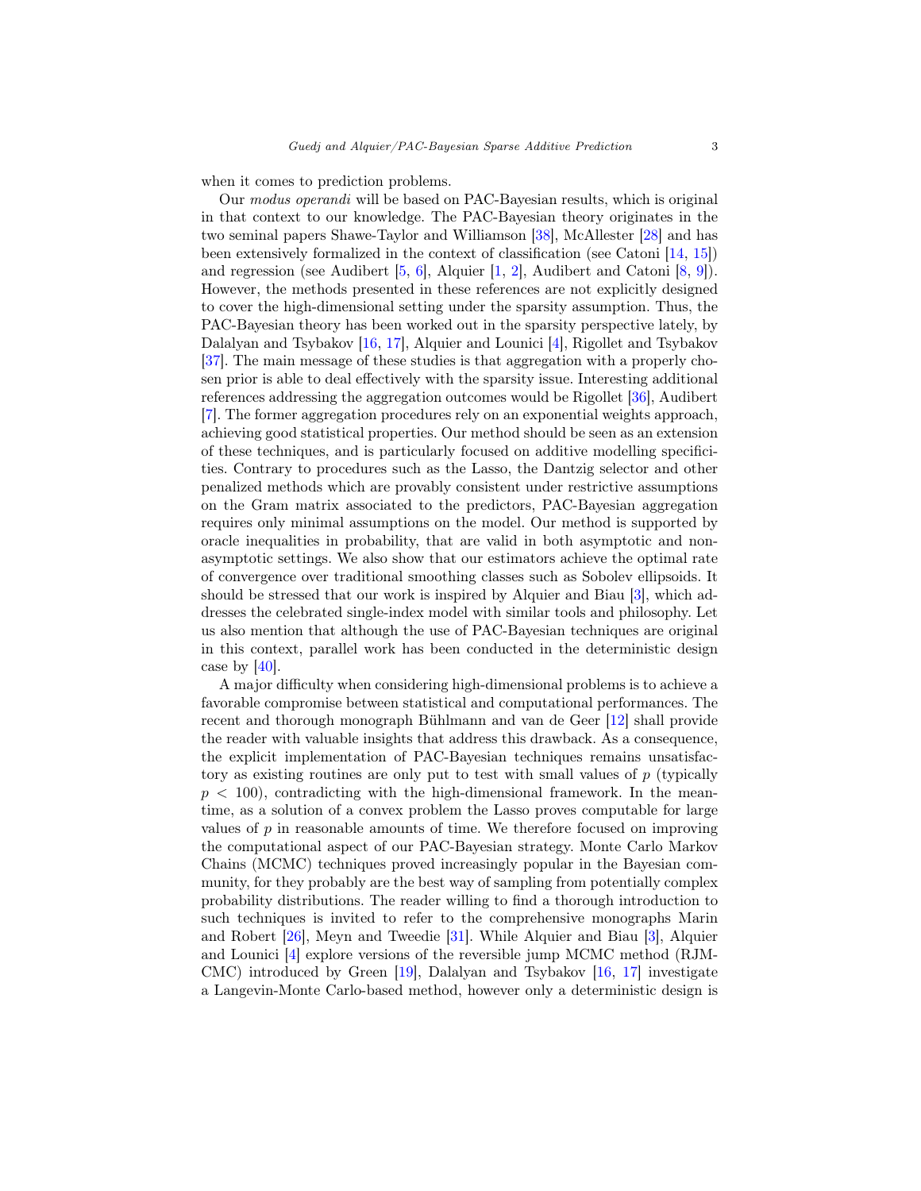when it comes to prediction problems.

Our *modus operandi* will be based on PAC-Bayesian results, which is original in that context to our knowledge. The PAC-Bayesian theory originates in the two seminal papers Shawe-Taylor and Williamson [38], McAllester [28] and has been extensively formalized in the context of classification (see Catoni [14, 15]) and regression (see Audibert [5, 6], Alquier [1, 2], Audibert and Catoni [8, 9]). However, the methods presented in these references are not explicitly designed to cover the high-dimensional setting under the sparsity assumption. Thus, the PAC-Bayesian theory has been worked out in the sparsity perspective lately, by Dalalyan and Tsybakov [16, 17], Alquier and Lounici [4], Rigollet and Tsybakov [37]. The main message of these studies is that aggregation with a properly chosen prior is able to deal effectively with the sparsity issue. Interesting additional references addressing the aggregation outcomes would be Rigollet [36], Audibert [7]. The former aggregation procedures rely on an exponential weights approach, achieving good statistical properties. Our method should be seen as an extension of these techniques, and is particularly focused on additive modelling specificities. Contrary to procedures such as the Lasso, the Dantzig selector and other penalized methods which are provably consistent under restrictive assumptions on the Gram matrix associated to the predictors, PAC-Bayesian aggregation requires only minimal assumptions on the model. Our method is supported by oracle inequalities in probability, that are valid in both asymptotic and non-asymptotic settings. We also show that our estimators achieve the optimal rate of convergence over traditional smoothing classes such as Sobolev ellipsoids. It should be stressed that our work is inspired by Alquier and Biau [3], which addresses the celebrated single-index model with similar tools and philosophy. Let us also mention that although the use of PAC-Bayesian techniques are original in this context, parallel work has been conducted in the deterministic design case by [40].

A major difficulty when considering high-dimensional problems is to achieve a favorable compromise between statistical and computational performances. The recent and thorough monograph Bühlmann and van de Geer [12] shall provide the reader with valuable insights that address this drawback. As a consequence, the explicit implementation of PAC-Bayesian techniques remains unsatisfactory as existing routines are only put to test with small values of $p$ (typically $p < 100$), contradicting with the high-dimensional framework. In the meantime, as a solution of a convex problem the Lasso proves computable for large values of $p$ in reasonable amounts of time. We therefore focused on improving the computational aspect of our PAC-Bayesian strategy. Monte Carlo Markov Chains (MCMC) techniques proved increasingly popular in the Bayesian community, for they probably are the best way of sampling from potentially complex probability distributions. The reader willing to find a thorough introduction to such techniques is invited to refer to the comprehensive monographs Marin and Robert [26], Meyn and Tweedie [31]. While Alquier and Biau [3], Alquier and Lounici [4] explore versions of the reversible jump MCMC method (RJMCMC) introduced by Green [19], Dalalyan and Tsybakov [16, 17] investigate a Langevin-Monte Carlo-based method, however only a deterministic design is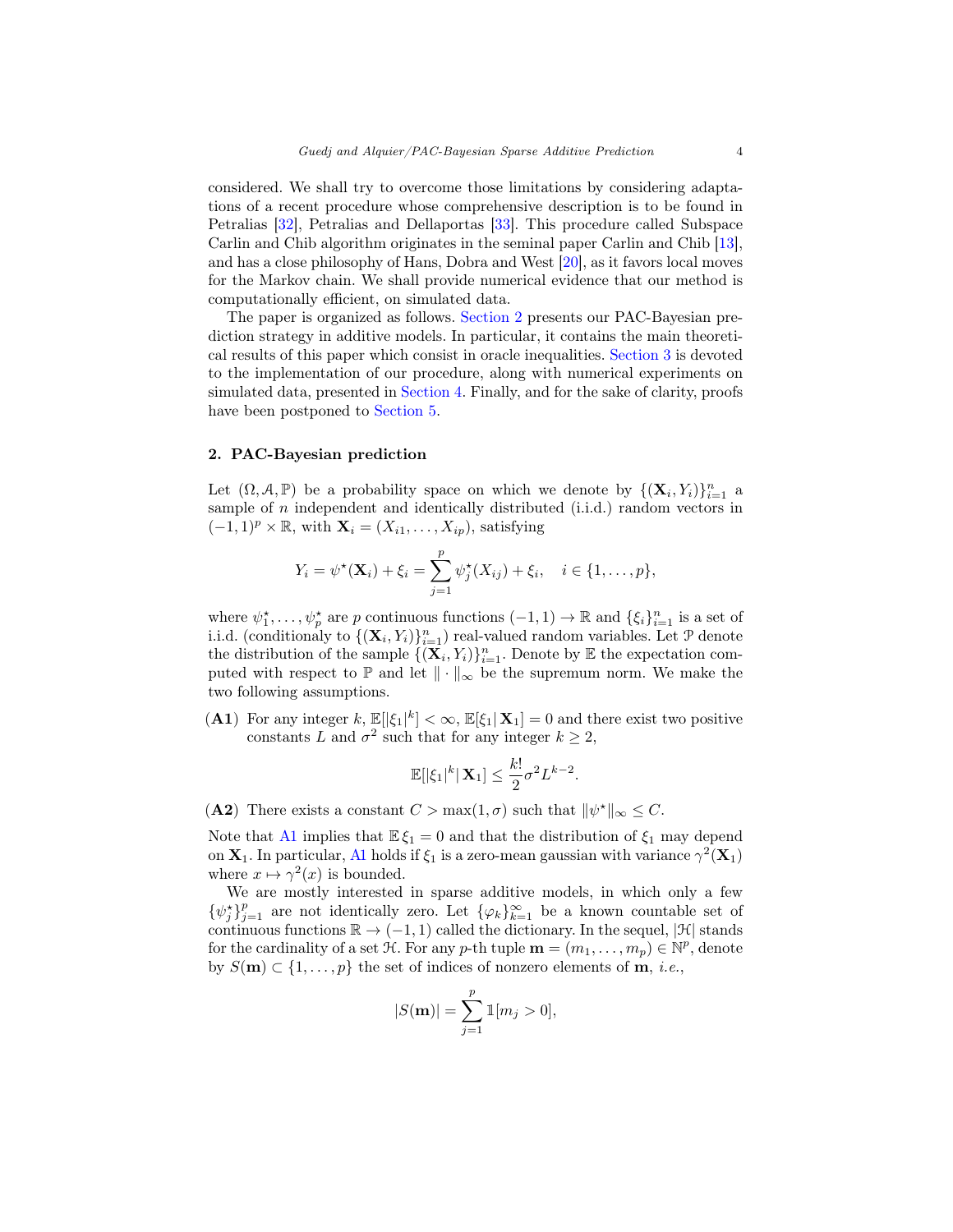considered. We shall try to overcome those limitations by considering adaptations of a recent procedure whose comprehensive description is to be found in Petralias [32], Petralias and Dellaportas [33]. This procedure called Subspace Carlin and Chib algorithm originates in the seminal paper Carlin and Chib [13], and has a close philosophy of Hans, Dobra and West [20], as it favors local moves for the Markov chain. We shall provide numerical evidence that our method is computationally efficient, on simulated data.

The paper is organized as follows. Section 2 presents our PAC-Bayesian prediction strategy in additive models. In particular, it contains the main theoretical results of this paper which consist in oracle inequalities. Section 3 is devoted to the implementation of our procedure, along with numerical experiments on simulated data, presented in Section 4. Finally, and for the sake of clarity, proofs have been postponed to Section 5.

## 2. PAC-Bayesian prediction

Let $(\Omega, \mathcal{A}, \mathbb{P})$ be a probability space on which we denote by $\{(\mathbf{X}_i, Y_i)\}_{i=1}^n$ a sample of $n$ independent and identically distributed (i.i.d.) random vectors in $(-1,1)^p \times \mathbb{R}$, with $\mathbf{X}_i = (X_{i1}, \ldots, X_{ip})$, satisfying

$$Y_i = \psi^\star(\mathbf{X}_i) + \xi_i = \sum_{j=1}^p \psi_j^\star(X_{ij}) + \xi_i, \quad i \in \{1, \ldots, p\},$$

where $\psi_1^\star, \ldots, \psi_p^\star$ are $p$ continuous functions $(-1,1) \to \mathbb{R}$ and $\{\xi_i\}_{i=1}^n$ is a set of i.i.d. (conditionaly to $\{(\mathbf{X}_i, Y_i)\}_{i=1}^n$) real-valued random variables. Let $\mathcal{P}$ denote the distribution of the sample $\{(\mathbf{X}_i, Y_i)\}_{i=1}^n$. Denote by $\mathbb{E}$ the expectation computed with respect to $\mathbb{P}$ and let $\|\cdot\|_\infty$ be the supremum norm. We make the two following assumptions.

**(A1)** For any integer $k$, $\mathbb{E}[|\xi_1|^k] < \infty$, $\mathbb{E}[\xi_1 | \mathbf{X}_1] = 0$ and there exist two positive constants $L$ and $\sigma^2$ such that for any integer $k \geq 2$,

$$\mathbb{E}[|\xi_1|^k | \mathbf{X}_1] \leq \frac{k!}{2} \sigma^2 L^{k-2}.$$

**(A2)** There exists a constant $C > \max(1, \sigma)$ such that $\|\psi^\star\|_\infty \leq C$.

Note that A1 implies that $\mathbb{E}\,\xi_1 = 0$ and that the distribution of $\xi_1$ may depend on $\mathbf{X}_1$. In particular, A1 holds if $\xi_1$ is a zero-mean gaussian with variance $\gamma^2(\mathbf{X}_1)$ where $x \mapsto \gamma^2(x)$ is bounded.

We are mostly interested in sparse additive models, in which only a few $\{\psi_j^\star\}_{j=1}^p$ are not identically zero. Let $\{\varphi_k\}_{k=1}^\infty$ be a known countable set of continuous functions $\mathbb{R} \to (-1,1)$ called the dictionary. In the sequel, $|\mathcal{H}|$ stands for the cardinality of a set $\mathcal{H}$. For any $p$-th tuple $\mathbf{m} = (m_1, \ldots, m_p) \in \mathbb{N}^p$, denote by $S(\mathbf{m}) \subset \{1, \ldots, p\}$ the set of indices of nonzero elements of $\mathbf{m}$, *i.e.*,

$$|S(\mathbf{m})| = \sum_{j=1}^p \mathbb{1}[m_j > 0],$$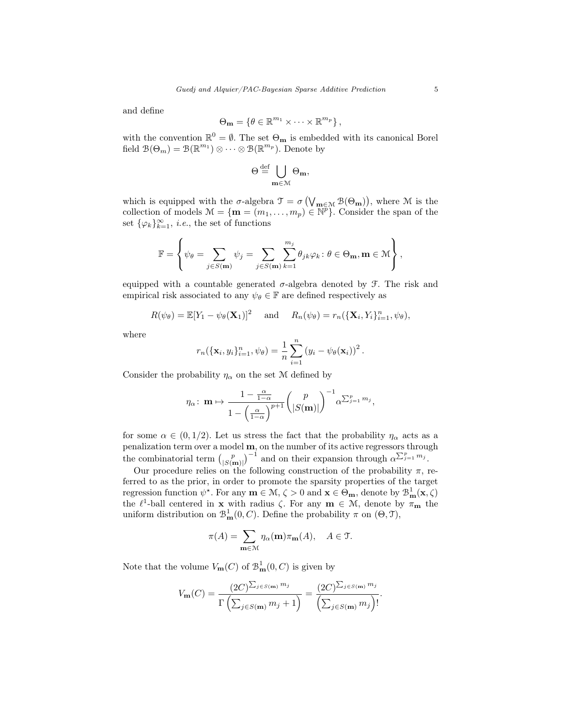and define

$$\Theta_{\mathbf{m}} = \left\{ \theta \in \mathbb{R}^{m_1} \times \cdots \times \mathbb{R}^{m_p} \right\},$$

with the convention $\mathbb{R}^0 = \emptyset$. The set $\Theta_{\mathbf{m}}$ is embedded with its canonical Borel field $\mathcal{B}(\Theta_m) = \mathcal{B}(\mathbb{R}^{m_1}) \otimes \cdots \otimes \mathcal{B}(\mathbb{R}^{m_p})$. Denote by

$$\Theta \stackrel{\text{def}}{=} \bigcup_{\mathbf{m} \in \mathcal{M}} \Theta_{\mathbf{m}},$$

which is equipped with the $\sigma$-algebra $\mathcal{T} = \sigma\left(\bigvee_{\mathbf{m}\in\mathcal{M}} \mathcal{B}(\Theta_{\mathbf{m}})\right)$, where $\mathcal{M}$ is the collection of models $\mathcal{M} = \{\mathbf{m} = (m_1, \ldots, m_p) \in \mathbb{N}^p\}$. Consider the span of the set $\{\varphi_k\}_{k=1}^{\infty}$, *i.e.*, the set of functions

$$\mathbb{F} = \left\{ \psi_\theta = \sum_{j \in S(\mathbf{m})} \psi_j = \sum_{j \in S(\mathbf{m})} \sum_{k=1}^{m_j} \theta_{jk}\varphi_k \colon \theta \in \Theta_{\mathbf{m}}, \mathbf{m} \in \mathcal{M} \right\},$$

equipped with a countable generated $\sigma$-algebra denoted by $\mathcal{F}$. The risk and empirical risk associated to any $\psi_\theta \in \mathbb{F}$ are defined respectively as

$$R(\psi_\theta) = \mathbb{E}[Y_1 - \psi_\theta(\mathbf{X}_1)]^2 \quad \text{and} \quad R_n(\psi_\theta) = r_n(\{\mathbf{X}_i, Y_i\}_{i=1}^n, \psi_\theta),$$

where

$$r_n(\{\mathbf{x}_i, y_i\}_{i=1}^n, \psi_\theta) = \frac{1}{n}\sum_{i=1}^n \left(y_i - \psi_\theta(\mathbf{x}_i)\right)^2.$$

Consider the probability $\eta_\alpha$ on the set $\mathcal{M}$ defined by

$$\eta_\alpha \colon \mathbf{m} \mapsto \frac{1 - \frac{\alpha}{1-\alpha}}{1 - \left(\frac{\alpha}{1-\alpha}\right)^{p+1}} \binom{p}{|S(\mathbf{m})|}^{-1} \alpha^{\sum_{j=1}^p m_j},$$

for some $\alpha \in (0, 1/2)$. Let us stress the fact that the probability $\eta_\alpha$ acts as a penalization term over a model $\mathbf{m}$, on the number of its active regressors through the combinatorial term $\binom{p}{|S(\mathbf{m})|}^{-1}$ and on their expansion through $\alpha^{\sum_{j=1}^p m_j}$.

Our procedure relies on the following construction of the probability $\pi$, referred to as the prior, in order to promote the sparsity properties of the target regression function $\psi^\star$. For any $\mathbf{m} \in \mathcal{M}$, $\zeta > 0$ and $\mathbf{x} \in \Theta_{\mathbf{m}}$, denote by $\mathcal{B}^1_{\mathbf{m}}(\mathbf{x}, \zeta)$ the $\ell^1$-ball centered in $\mathbf{x}$ with radius $\zeta$. For any $\mathbf{m} \in \mathcal{M}$, denote by $\pi_{\mathbf{m}}$ the uniform distribution on $\mathcal{B}^1_{\mathbf{m}}(0, C)$. Define the probability $\pi$ on $(\Theta, \mathcal{T})$,

$$\pi(A) = \sum_{\mathbf{m} \in \mathcal{M}} \eta_\alpha(\mathbf{m})\pi_{\mathbf{m}}(A), \quad A \in \mathcal{T}.$$

Note that the volume $V_{\mathbf{m}}(C)$ of $\mathcal{B}^1_{\mathbf{m}}(0, C)$ is given by

$$V_{\mathbf{m}}(C) = \frac{(2C)^{\sum_{j \in S(\mathbf{m})} m_j}}{\Gamma\left(\sum_{j \in S(\mathbf{m})} m_j + 1\right)} = \frac{(2C)^{\sum_{j \in S(\mathbf{m})} m_j}}{\left(\sum_{j \in S(\mathbf{m})} m_j\right)!}.$$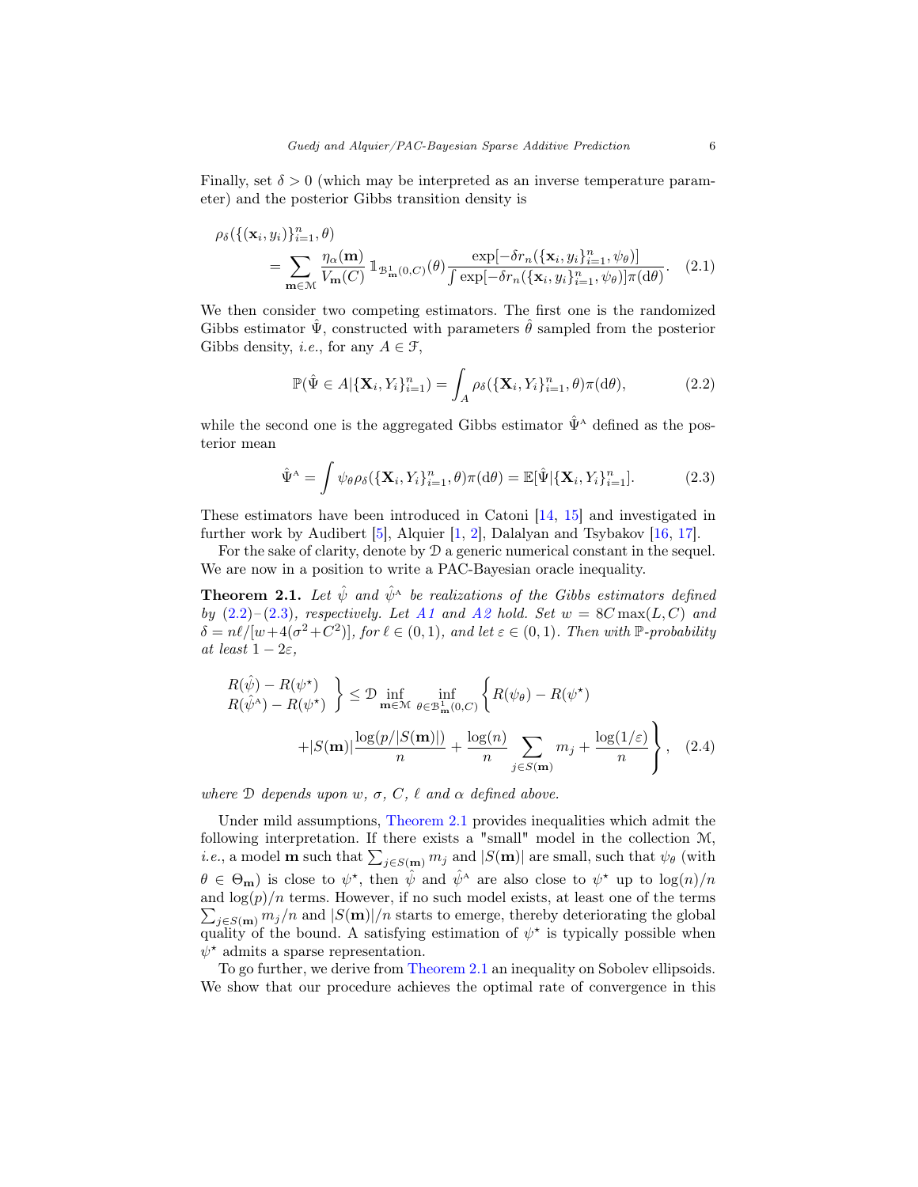Finally, set $\delta > 0$ (which may be interpreted as an inverse temperature parameter) and the posterior Gibbs transition density is

$$
\rho_\delta(\{(\mathbf{x}_i, y_i)\}_{i=1}^n, \theta) = \sum_{\mathbf{m}\in\mathcal{M}} \frac{\eta_\alpha(\mathbf{m})}{V_{\mathbf{m}}(C)} \mathbb{1}_{\mathcal{B}^1_{\mathbf{m}}(0,C)}(\theta) \frac{\exp[-\delta r_n(\{\mathbf{x}_i, y_i\}_{i=1}^n, \psi_\theta)]}{\int \exp[-\delta r_n(\{\mathbf{x}_i, y_i\}_{i=1}^n, \psi_\theta)]\pi(\mathrm{d}\theta)}. \quad (2.1)
$$

We then consider two competing estimators. The first one is the randomized Gibbs estimator $\hat{\Psi}$, constructed with parameters $\hat{\theta}$ sampled from the posterior Gibbs density, *i.e.*, for any $A \in \mathcal{F}$,

$$
\mathbb{P}(\hat{\Psi} \in A | \{\mathbf{X}_i, Y_i\}_{i=1}^n) = \int_A \rho_\delta(\{\mathbf{X}_i, Y_i\}_{i=1}^n, \theta)\pi(\mathrm{d}\theta), \quad (2.2)
$$

while the second one is the aggregated Gibbs estimator $\hat{\Psi}^{\mathrm{A}}$ defined as the posterior mean

$$
\hat{\Psi}^{\mathrm{A}} = \int \psi_\theta \rho_\delta(\{\mathbf{X}_i, Y_i\}_{i=1}^n, \theta)\pi(\mathrm{d}\theta) = \mathbb{E}[\hat{\Psi} | \{\mathbf{X}_i, Y_i\}_{i=1}^n]. \quad (2.3)
$$

These estimators have been introduced in Catoni [14, 15] and investigated in further work by Audibert [5], Alquier [1, 2], Dalalyan and Tsybakov [16, 17].

For the sake of clarity, denote by $\mathcal{D}$ a generic numerical constant in the sequel. We are now in a position to write a PAC-Bayesian oracle inequality.

**Theorem 2.1.** *Let $\hat{\psi}$ and $\hat{\psi}^{\mathrm{A}}$ be realizations of the Gibbs estimators defined by (2.2)–(2.3), respectively. Let A1 and A2 hold. Set $w = 8C\max(L, C)$ and $\delta = n\ell/[w + 4(\sigma^2 + C^2)]$, for $\ell \in (0,1)$, and let $\varepsilon \in (0,1)$. Then with $\mathbb{P}$-probability at least $1 - 2\varepsilon$,*

$$
\left.\begin{array}{l} R(\hat{\psi}) - R(\psi^\star) \\ R(\hat{\psi}^{\mathrm{A}}) - R(\psi^\star) \end{array}\right\} \leq \mathcal{D} \inf_{\mathbf{m}\in\mathcal{M}} \inf_{\theta\in\mathcal{B}^1_{\mathbf{m}}(0,C)} \Bigg\{ R(\psi_\theta) - R(\psi^\star) + |S(\mathbf{m})| \frac{\log(p/|S(\mathbf{m})|)}{n} + \frac{\log(n)}{n} \sum_{j\in S(\mathbf{m})} m_j + \frac{\log(1/\varepsilon)}{n} \Bigg\}, \quad (2.4)
$$

*where $\mathcal{D}$ depends upon $w$, $\sigma$, $C$, $\ell$ and $\alpha$ defined above.*

Under mild assumptions, Theorem 2.1 provides inequalities which admit the following interpretation. If there exists a "small" model in the collection $\mathcal{M}$, *i.e.*, a model $\mathbf{m}$ such that $\sum_{j\in S(\mathbf{m})} m_j$ and $|S(\mathbf{m})|$ are small, such that $\psi_\theta$ (with $\theta \in \Theta_{\mathbf{m}}$) is close to $\psi^\star$, then $\hat{\psi}$ and $\hat{\psi}^{\mathrm{A}}$ are also close to $\psi^\star$ up to $\log(n)/n$ and $\log(p)/n$ terms. However, if no such model exists, at least one of the terms $\sum_{j\in S(\mathbf{m})} m_j/n$ and $|S(\mathbf{m})|/n$ starts to emerge, thereby deteriorating the global quality of the bound. A satisfying estimation of $\psi^\star$ is typically possible when $\psi^\star$ admits a sparse representation.

To go further, we derive from Theorem 2.1 an inequality on Sobolev ellipsoids. We show that our procedure achieves the optimal rate of convergence in this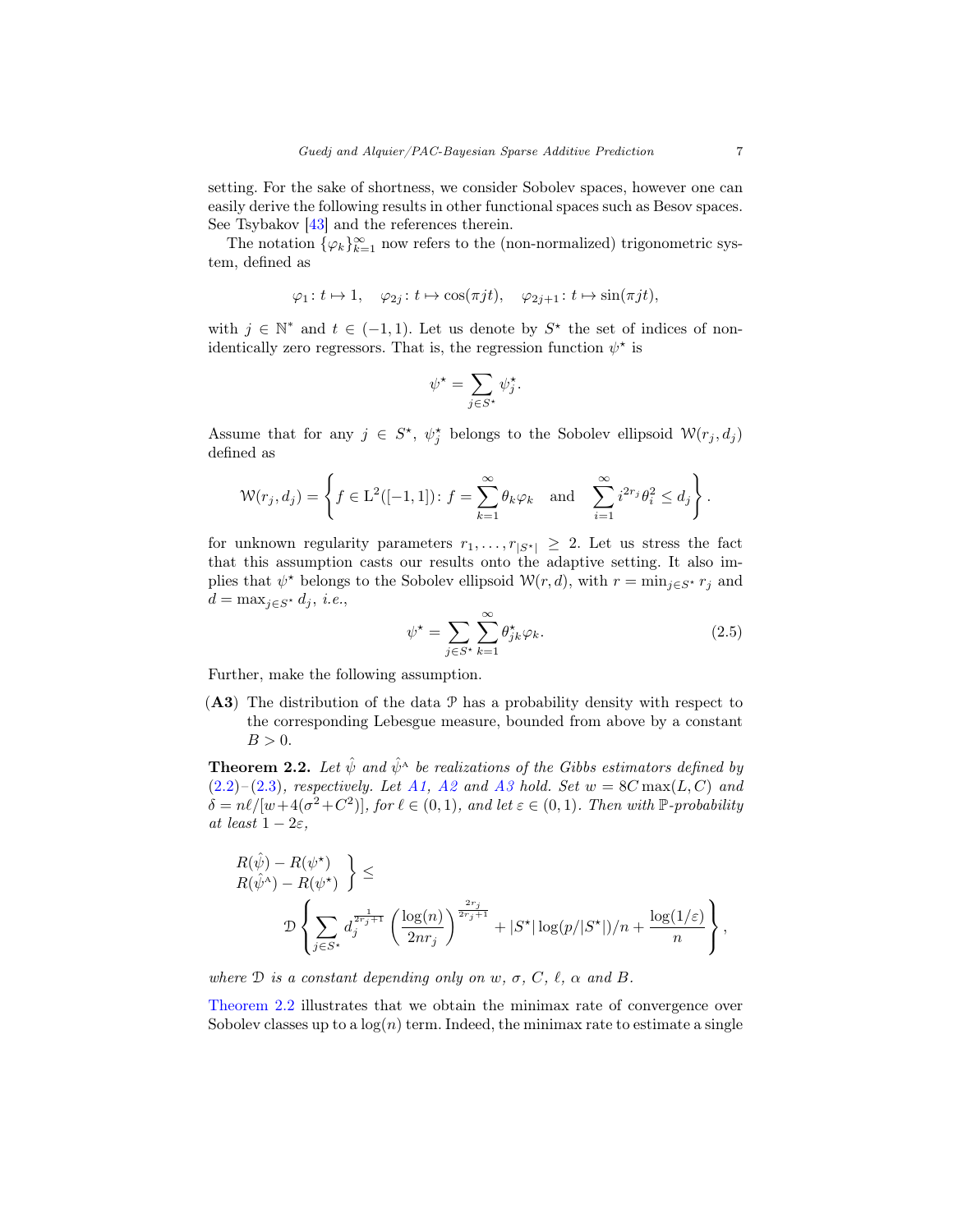setting. For the sake of shortness, we consider Sobolev spaces, however one can easily derive the following results in other functional spaces such as Besov spaces. See Tsybakov [43] and the references therein.

The notation $\{\varphi_k\}_{k=1}^{\infty}$ now refers to the (non-normalized) trigonometric system, defined as

$$\varphi_1 \colon t \mapsto 1, \quad \varphi_{2j} \colon t \mapsto \cos(\pi j t), \quad \varphi_{2j+1} \colon t \mapsto \sin(\pi j t),$$

with $j \in \mathbb{N}^*$ and $t \in (-1, 1)$. Let us denote by $S^\star$ the set of indices of non-identically zero regressors. That is, the regression function $\psi^\star$ is

$$\psi^\star = \sum_{j \in S^\star} \psi_j^\star.$$

Assume that for any $j \in S^\star$, $\psi_j^\star$ belongs to the Sobolev ellipsoid $\mathcal{W}(r_j, d_j)$ defined as

$$\mathcal{W}(r_j, d_j) = \left\{ f \in \mathrm{L}^2([-1,1]) \colon f = \sum_{k=1}^{\infty} \theta_k \varphi_k \quad \text{and} \quad \sum_{i=1}^{\infty} i^{2r_j} \theta_i^2 \leq d_j \right\}.$$

for unknown regularity parameters $r_1, \dots, r_{|S^\star|} \geq 2$. Let us stress the fact that this assumption casts our results onto the adaptive setting. It also implies that $\psi^\star$ belongs to the Sobolev ellipsoid $\mathcal{W}(r, d)$, with $r = \min_{j \in S^\star} r_j$ and $d = \max_{j \in S^\star} d_j$, *i.e.*,

$$\psi^\star = \sum_{j \in S^\star} \sum_{k=1}^{\infty} \theta_{jk}^\star \varphi_k. \tag{2.5}$$

Further, make the following assumption.

**(A3)** The distribution of the data $\mathcal{P}$ has a probability density with respect to the corresponding Lebesgue measure, bounded from above by a constant $B > 0$.

**Theorem 2.2.** *Let $\hat{\psi}$ and $\hat{\psi}^{\mathrm{A}}$ be realizations of the Gibbs estimators defined by (2.2)–(2.3), respectively. Let A1, A2 and A3 hold. Set $w = 8C \max(L, C)$ and $\delta = n\ell/[w + 4(\sigma^2 + C^2)]$, for $\ell \in (0,1)$, and let $\varepsilon \in (0,1)$. Then with $\mathbb{P}$-probability at least $1 - 2\varepsilon$,*

$$\left.\begin{array}{l} R(\hat{\psi}) - R(\psi^\star) \\ R(\hat{\psi}^{\mathrm{A}}) - R(\psi^\star) \end{array}\right\} \leq \mathcal{D} \left\{ \sum_{j \in S^\star} d_j^{\frac{1}{2r_j+1}} \left( \frac{\log(n)}{2nr_j} \right)^{\frac{2r_j}{2r_j+1}} + |S^\star| \log(p/|S^\star|)/n + \frac{\log(1/\varepsilon)}{n} \right\},$$

*where $\mathcal{D}$ is a constant depending only on $w$, $\sigma$, $C$, $\ell$, $\alpha$ and $B$.*

Theorem 2.2 illustrates that we obtain the minimax rate of convergence over Sobolev classes up to a $\log(n)$ term. Indeed, the minimax rate to estimate a single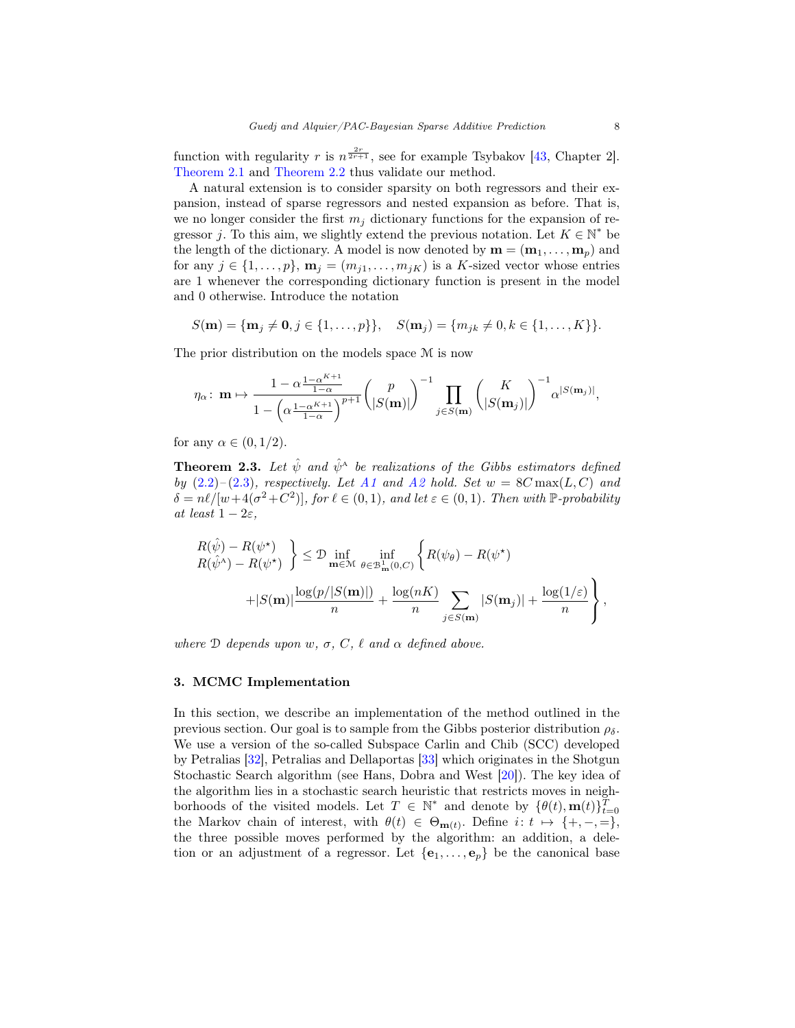function with regularity $r$ is $n^{\frac{2r}{2r+1}}$, see for example Tsybakov [43, Chapter 2]. Theorem 2.1 and Theorem 2.2 thus validate our method.

A natural extension is to consider sparsity on both regressors and their expansion, instead of sparse regressors and nested expansion as before. That is, we no longer consider the first $m_j$ dictionary functions for the expansion of regressor $j$. To this aim, we slightly extend the previous notation. Let $K \in \mathbb{N}^*$ be the length of the dictionary. A model is now denoted by $\mathbf{m} = (\mathbf{m}_1, \dots, \mathbf{m}_p)$ and for any $j \in \{1, \dots, p\}$, $\mathbf{m}_j = (m_{j1}, \dots, m_{jK})$ is a $K$-sized vector whose entries are 1 whenever the corresponding dictionary function is present in the model and 0 otherwise. Introduce the notation

$$S(\mathbf{m}) = \{\mathbf{m}_j \neq \mathbf{0}, j \in \{1, \dots, p\}\}, \quad S(\mathbf{m}_j) = \{m_{jk} \neq 0, k \in \{1, \dots, K\}\}.$$

The prior distribution on the models space $\mathcal{M}$ is now

$$\eta_\alpha \colon \mathbf{m} \mapsto \frac{1 - \alpha \frac{1-\alpha^{K+1}}{1-\alpha}}{1 - \left(\alpha \frac{1-\alpha^{K+1}}{1-\alpha}\right)^{p+1}} \binom{p}{|S(\mathbf{m})|}^{-1} \prod_{j \in S(\mathbf{m})} \binom{K}{|S(\mathbf{m}_j)|}^{-1} \alpha^{|S(\mathbf{m}_j)|},$$

for any $\alpha \in (0, 1/2)$.

**Theorem 2.3.** *Let $\hat{\psi}$ and $\hat{\psi}^{\mathrm{A}}$ be realizations of the Gibbs estimators defined by (2.2)–(2.3), respectively. Let A1 and A2 hold. Set $w = 8C\max(L, C)$ and $\delta = n\ell/[w + 4(\sigma^2 + C^2)]$, for $\ell \in (0, 1)$, and let $\varepsilon \in (0, 1)$. Then with $\mathbb{P}$-probability at least $1 - 2\varepsilon$,*

$$\left.\begin{array}{l} R(\hat{\psi}) - R(\psi^\star) \\ R(\hat{\psi}^{\mathrm{A}}) - R(\psi^\star) \end{array}\right\} \leq \mathcal{D} \inf_{\mathbf{m} \in \mathcal{M}} \inf_{\theta \in \mathcal{B}^1_{\mathbf{m}}(0,C)} \left\{ R(\psi_\theta) - R(\psi^\star) + |S(\mathbf{m})| \frac{\log(p/|S(\mathbf{m})|)}{n} + \frac{\log(nK)}{n} \sum_{j \in S(\mathbf{m})} |S(\mathbf{m}_j)| + \frac{\log(1/\varepsilon)}{n} \right\},$$

*where $\mathcal{D}$ depends upon $w$, $\sigma$, $C$, $\ell$ and $\alpha$ defined above.*

## 3. MCMC Implementation

In this section, we describe an implementation of the method outlined in the previous section. Our goal is to sample from the Gibbs posterior distribution $\rho_\delta$. We use a version of the so-called Subspace Carlin and Chib (SCC) developed by Petralias [32], Petralias and Dellaportas [33] which originates in the Shotgun Stochastic Search algorithm (see Hans, Dobra and West [20]). The key idea of the algorithm lies in a stochastic search heuristic that restricts moves in neighborhoods of the visited models. Let $T \in \mathbb{N}^*$ and denote by $\{\theta(t), \mathbf{m}(t)\}_{t=0}^{T}$ the Markov chain of interest, with $\theta(t) \in \Theta_{\mathbf{m}(t)}$. Define $i \colon t \mapsto \{+, -, =\}$, the three possible moves performed by the algorithm: an addition, a deletion or an adjustment of a regressor. Let $\{\mathbf{e}_1, \dots, \mathbf{e}_p\}$ be the canonical base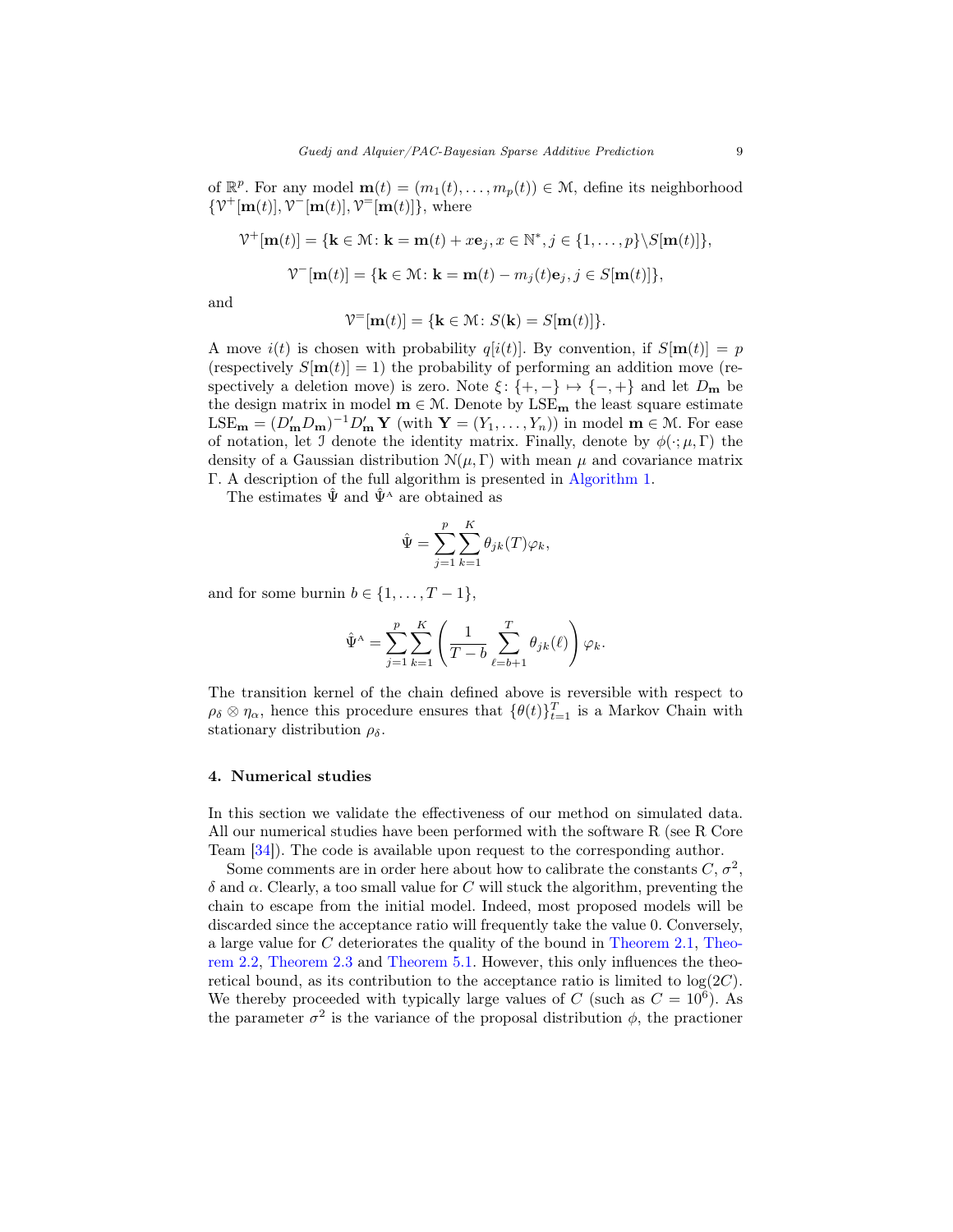of $\mathbb{R}^p$. For any model $\mathbf{m}(t) = (m_1(t), \dots, m_p(t)) \in \mathcal{M}$, define its neighborhood $\{\mathcal{V}^+[\mathbf{m}(t)], \mathcal{V}^-[\mathbf{m}(t)], \mathcal{V}^=[\mathbf{m}(t)]\}$, where

$$\mathcal{V}^+[\mathbf{m}(t)] = \{\mathbf{k} \in \mathcal{M} \colon \mathbf{k} = \mathbf{m}(t) + x\mathbf{e}_j, x \in \mathbb{N}^*, j \in \{1, \dots, p\} \backslash S[\mathbf{m}(t)]\},$$

$$\mathcal{V}^-[\mathbf{m}(t)] = \{\mathbf{k} \in \mathcal{M} \colon \mathbf{k} = \mathbf{m}(t) - m_j(t)\mathbf{e}_j, j \in S[\mathbf{m}(t)]\},$$

and

$$\mathcal{V}^=[\mathbf{m}(t)] = \{\mathbf{k} \in \mathcal{M} \colon S(\mathbf{k}) = S[\mathbf{m}(t)]\}.$$

A move $i(t)$ is chosen with probability $q[i(t)]$. By convention, if $S[\mathbf{m}(t)] = p$ (respectively $S[\mathbf{m}(t)] = 1$) the probability of performing an addition move (respectively a deletion move) is zero. Note $\xi \colon \{+, -\} \mapsto \{-, +\}$ and let $D_{\mathbf{m}}$ be the design matrix in model $\mathbf{m} \in \mathcal{M}$. Denote by $\mathrm{LSE}_{\mathbf{m}}$ the least square estimate $\mathrm{LSE}_{\mathbf{m}} = (D'_{\mathbf{m}} D_{\mathbf{m}})^{-1} D'_{\mathbf{m}} \mathbf{Y}$ (with $\mathbf{Y} = (Y_1, \dots, Y_n)$) in model $\mathbf{m} \in \mathcal{M}$. For ease of notation, let $\mathcal{I}$ denote the identity matrix. Finally, denote by $\phi(\cdot; \mu, \Gamma)$ the density of a Gaussian distribution $\mathcal{N}(\mu, \Gamma)$ with mean $\mu$ and covariance matrix $\Gamma$. A description of the full algorithm is presented in Algorithm 1.

The estimates $\hat{\Psi}$ and $\hat{\Psi}^{\mathrm{A}}$ are obtained as

$$\hat{\Psi} = \sum_{j=1}^{p} \sum_{k=1}^{K} \theta_{jk}(T) \varphi_k,$$

and for some burnin $b \in \{1, \dots, T-1\}$,

$$\hat{\Psi}^{\mathrm{A}} = \sum_{j=1}^{p} \sum_{k=1}^{K} \left( \frac{1}{T-b} \sum_{\ell=b+1}^{T} \theta_{jk}(\ell) \right) \varphi_k.$$

The transition kernel of the chain defined above is reversible with respect to $\rho_\delta \otimes \eta_\alpha$, hence this procedure ensures that $\{\theta(t)\}_{t=1}^T$ is a Markov Chain with stationary distribution $\rho_\delta$.

## 4. Numerical studies

In this section we validate the effectiveness of our method on simulated data. All our numerical studies have been performed with the software R (see R Core Team [34]). The code is available upon request to the corresponding author.

Some comments are in order here about how to calibrate the constants $C$, $\sigma^2$, $\delta$ and $\alpha$. Clearly, a too small value for $C$ will stuck the algorithm, preventing the chain to escape from the initial model. Indeed, most proposed models will be discarded since the acceptance ratio will frequently take the value 0. Conversely, a large value for $C$ deteriorates the quality of the bound in Theorem 2.1, Theorem 2.2, Theorem 2.3 and Theorem 5.1. However, this only influences the theoretical bound, as its contribution to the acceptance ratio is limited to $\log(2C)$. We thereby proceeded with typically large values of $C$ (such as $C = 10^6$). As the parameter $\sigma^2$ is the variance of the proposal distribution $\phi$, the practioner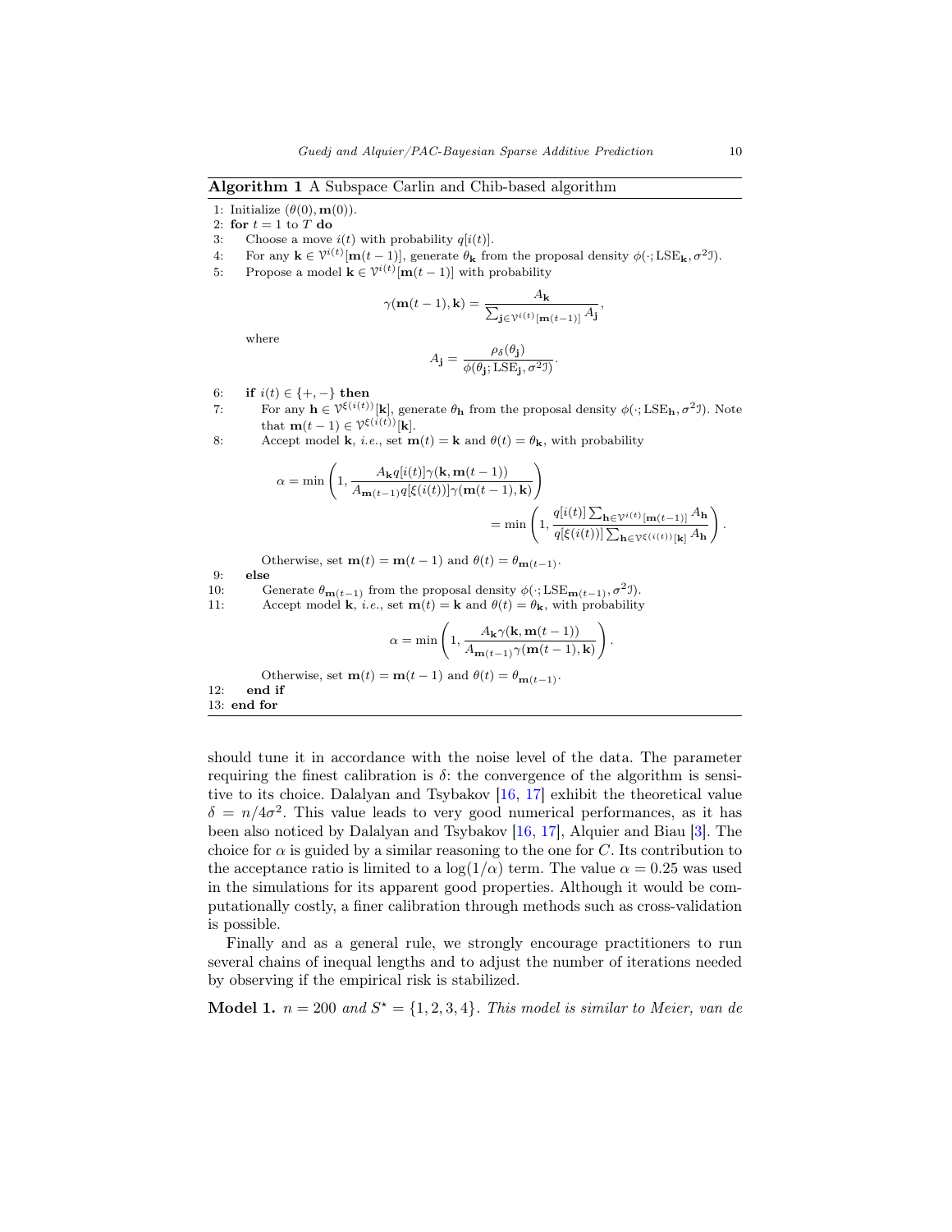**Algorithm 1** A Subspace Carlin and Chib-based algorithm

1: Initialize $(\theta(0), \mathbf{m}(0))$.
2: **for** $t = 1$ to $T$ **do**
3: Choose a move $i(t)$ with probability $q[i(t)]$.
4: For any $\mathbf{k} \in \mathcal{V}^{i(t)}[\mathbf{m}(t-1)]$, generate $\theta_{\mathbf{k}}$ from the proposal density $\phi(\cdot; \mathrm{LSE}_{\mathbf{k}}, \sigma^2 \mathcal{I})$.
5: Propose a model $\mathbf{k} \in \mathcal{V}^{i(t)}[\mathbf{m}(t-1)]$ with probability

$$\gamma(\mathbf{m}(t-1), \mathbf{k}) = \frac{A_{\mathbf{k}}}{\sum_{\mathbf{j} \in \mathcal{V}^{i(t)}[\mathbf{m}(t-1)]} A_{\mathbf{j}}},$$

where

$$A_{\mathbf{j}} = \frac{\rho_\delta(\theta_{\mathbf{j}})}{\phi(\theta_{\mathbf{j}}; \mathrm{LSE}_{\mathbf{j}}, \sigma^2 \mathcal{I})}.$$

6: **if** $i(t) \in \{+, -\}$ **then**
7: For any $\mathbf{h} \in \mathcal{V}^{\xi(i(t))}[\mathbf{k}]$, generate $\theta_{\mathbf{h}}$ from the proposal density $\phi(\cdot; \mathrm{LSE}_{\mathbf{h}}, \sigma^2 \mathcal{I})$. Note that $\mathbf{m}(t-1) \in \mathcal{V}^{\xi(i(t))}[\mathbf{k}]$.
8: Accept model $\mathbf{k}$, *i.e.*, set $\mathbf{m}(t) = \mathbf{k}$ and $\theta(t) = \theta_{\mathbf{k}}$, with probability

$$\alpha = \min\left(1, \frac{A_{\mathbf{k}} q[i(t)] \gamma(\mathbf{k}, \mathbf{m}(t-1))}{A_{\mathbf{m}(t-1)} q[\xi(i(t))] \gamma(\mathbf{m}(t-1), \mathbf{k})}\right) = \min\left(1, \frac{q[i(t)] \sum_{\mathbf{h} \in \mathcal{V}^{i(t)}[\mathbf{m}(t-1)]} A_{\mathbf{h}}}{q[\xi(i(t))] \sum_{\mathbf{h} \in \mathcal{V}^{\xi(i(t))}[\mathbf{k}]} A_{\mathbf{h}}}\right).$$

Otherwise, set $\mathbf{m}(t) = \mathbf{m}(t-1)$ and $\theta(t) = \theta_{\mathbf{m}(t-1)}$.
9: **else**
10: Generate $\theta_{\mathbf{m}(t-1)}$ from the proposal density $\phi(\cdot; \mathrm{LSE}_{\mathbf{m}(t-1)}, \sigma^2 \mathcal{I})$.
11: Accept model $\mathbf{k}$, *i.e.*, set $\mathbf{m}(t) = \mathbf{k}$ and $\theta(t) = \theta_{\mathbf{k}}$, with probability

$$\alpha = \min\left(1, \frac{A_{\mathbf{k}} \gamma(\mathbf{k}, \mathbf{m}(t-1))}{A_{\mathbf{m}(t-1)} \gamma(\mathbf{m}(t-1), \mathbf{k})}\right).$$

Otherwise, set $\mathbf{m}(t) = \mathbf{m}(t-1)$ and $\theta(t) = \theta_{\mathbf{m}(t-1)}$.
12: **end if**
13: **end for**

should tune it in accordance with the noise level of the data. The parameter requiring the finest calibration is $\delta$: the convergence of the algorithm is sensitive to its choice. Dalalyan and Tsybakov [16, 17] exhibit the theoretical value $\delta = n/4\sigma^2$. This value leads to very good numerical performances, as it has been also noticed by Dalalyan and Tsybakov [16, 17], Alquier and Biau [3]. The choice for $\alpha$ is guided by a similar reasoning to the one for $C$. Its contribution to the acceptance ratio is limited to a $\log(1/\alpha)$ term. The value $\alpha = 0.25$ was used in the simulations for its apparent good properties. Although it would be computationally costly, a finer calibration through methods such as cross-validation is possible.

Finally and as a general rule, we strongly encourage practitioners to run several chains of inequal lengths and to adjust the number of iterations needed by observing if the empirical risk is stabilized.

**Model 1.** *$n = 200$ and $S^\star = \{1, 2, 3, 4\}$. This model is similar to Meier, van de*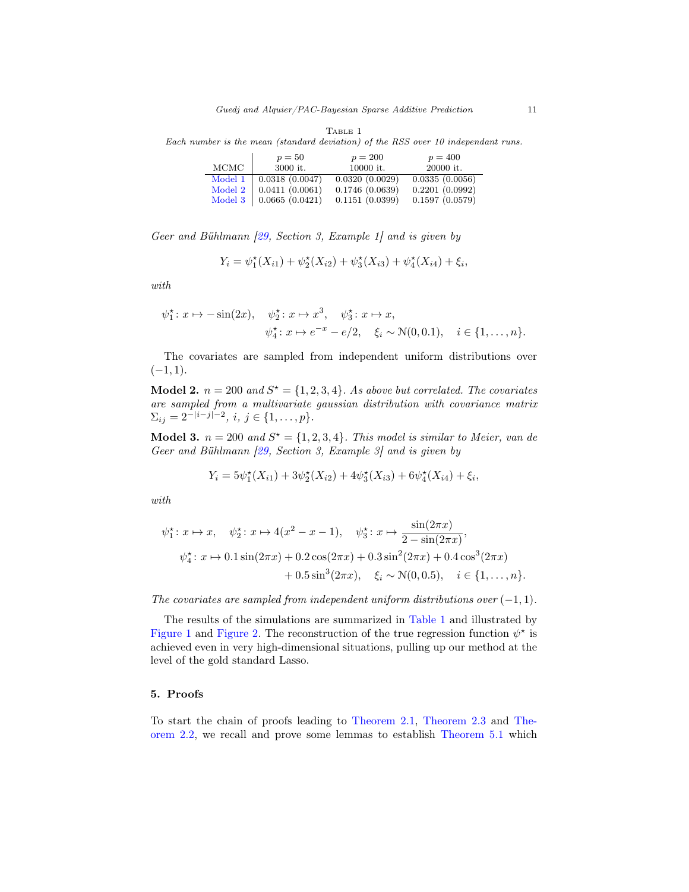Table 1

*Each number is the mean (standard deviation) of the RSS over 10 independant runs.*

| MCMC | $p = 50$ 3000 it. | $p = 200$ 10000 it. | $p = 400$ 20000 it. |
|---|---|---|---|
| Model 1 | 0.0318 (0.0047) | 0.0320 (0.0029) | 0.0335 (0.0056) |
| Model 2 | 0.0411 (0.0061) | 0.1746 (0.0639) | 0.2201 (0.0992) |
| Model 3 | 0.0665 (0.0421) | 0.1151 (0.0399) | 0.1597 (0.0579) |

*Geer and Bühlmann [29, Section 3, Example 1] and is given by*

$$Y_i = \psi_1^\star(X_{i1}) + \psi_2^\star(X_{i2}) + \psi_3^\star(X_{i3}) + \psi_4^\star(X_{i4}) + \xi_i,$$

*with*

$$\psi_1^\star \colon x \mapsto -\sin(2x), \quad \psi_2^\star \colon x \mapsto x^3, \quad \psi_3^\star \colon x \mapsto x,$$
$$\psi_4^\star \colon x \mapsto e^{-x} - e/2, \quad \xi_i \sim \mathcal{N}(0, 0.1), \quad i \in \{1, \dots, n\}.$$

The covariates are sampled from independent uniform distributions over $(-1, 1)$.

**Model 2.** $n = 200$ *and* $S^\star = \{1, 2, 3, 4\}$*. As above but correlated. The covariates are sampled from a multivariate gaussian distribution with covariance matrix* $\Sigma_{ij} = 2^{-|i-j|-2}$*,* $i, j \in \{1, \dots, p\}$*.*

**Model 3.** $n = 200$ *and* $S^\star = \{1, 2, 3, 4\}$*. This model is similar to Meier, van de Geer and Bühlmann [29, Section 3, Example 3] and is given by*

$$Y_i = 5\psi_1^\star(X_{i1}) + 3\psi_2^\star(X_{i2}) + 4\psi_3^\star(X_{i3}) + 6\psi_4^\star(X_{i4}) + \xi_i,$$

*with*

$$\psi_1^\star \colon x \mapsto x, \quad \psi_2^\star \colon x \mapsto 4(x^2 - x - 1), \quad \psi_3^\star \colon x \mapsto \frac{\sin(2\pi x)}{2 - \sin(2\pi x)},$$
$$\psi_4^\star \colon x \mapsto 0.1\sin(2\pi x) + 0.2\cos(2\pi x) + 0.3\sin^2(2\pi x) + 0.4\cos^3(2\pi x)$$
$$+ 0.5\sin^3(2\pi x), \quad \xi_i \sim \mathcal{N}(0, 0.5), \quad i \in \{1, \dots, n\}.$$

*The covariates are sampled from independent uniform distributions over* $(-1, 1)$*.*

The results of the simulations are summarized in Table 1 and illustrated by Figure 1 and Figure 2. The reconstruction of the true regression function $\psi^\star$ is achieved even in very high-dimensional situations, pulling up our method at the level of the gold standard Lasso.

## 5. Proofs

To start the chain of proofs leading to Theorem 2.1, Theorem 2.3 and Theorem 2.2, we recall and prove some lemmas to establish Theorem 5.1 which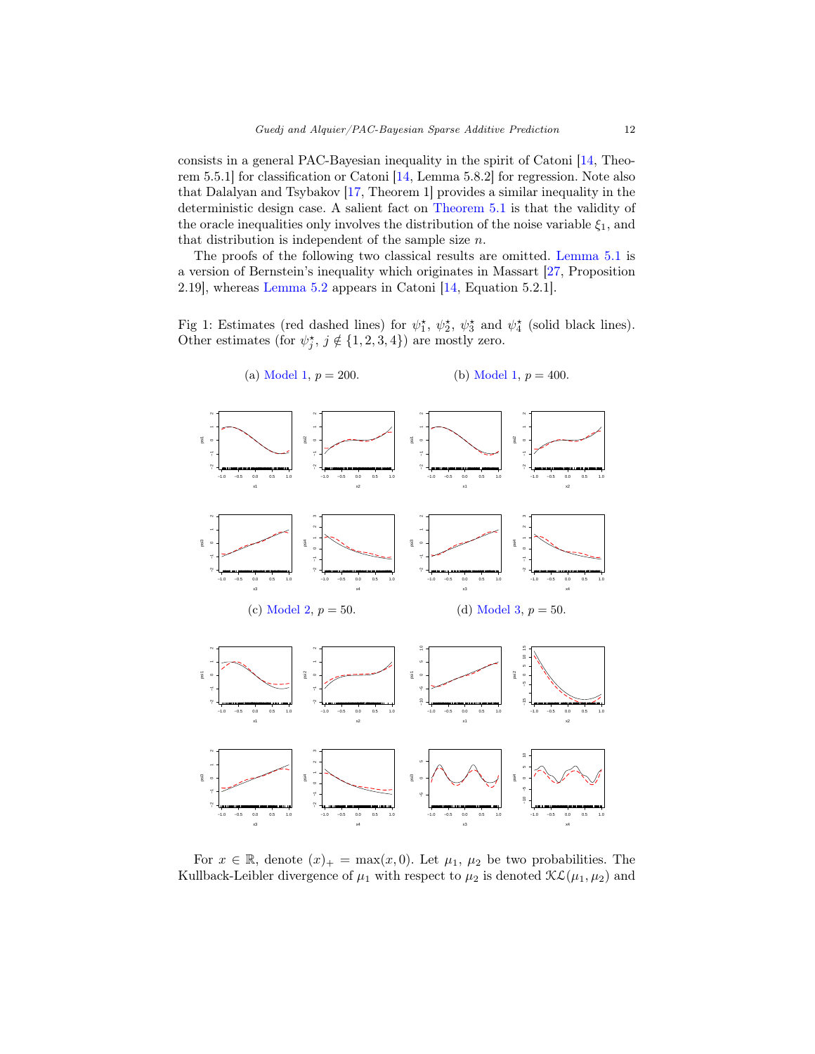consists in a general PAC-Bayesian inequality in the spirit of Catoni [14, Theorem 5.5.1] for classification or Catoni [14, Lemma 5.8.2] for regression. Note also that Dalalyan and Tsybakov [17, Theorem 1] provides a similar inequality in the deterministic design case. A salient fact on Theorem 5.1 is that the validity of the oracle inequalities only involves the distribution of the noise variable $\xi_1$, and that distribution is independent of the sample size $n$.

The proofs of the following two classical results are omitted. Lemma 5.1 is a version of Bernstein's inequality which originates in Massart [27, Proposition 2.19], whereas Lemma 5.2 appears in Catoni [14, Equation 5.2.1].

Fig 1: Estimates (red dashed lines) for $\psi_1^\star$, $\psi_2^\star$, $\psi_3^\star$ and $\psi_4^\star$ (solid black lines). Other estimates (for $\psi_j^\star$, $j \notin \{1, 2, 3, 4\}$) are mostly zero.

(a) Model 1, $p = 200$.

(b) Model 1, $p = 400$.

(c) Model 2, $p = 50$.

(d) Model 3, $p = 50$.

For $x \in \mathbb{R}$, denote $(x)_+ = \max(x, 0)$. Let $\mu_1$, $\mu_2$ be two probabilities. The Kullback-Leibler divergence of $\mu_1$ with respect to $\mu_2$ is denoted $\mathcal{KL}(\mu_1, \mu_2)$ and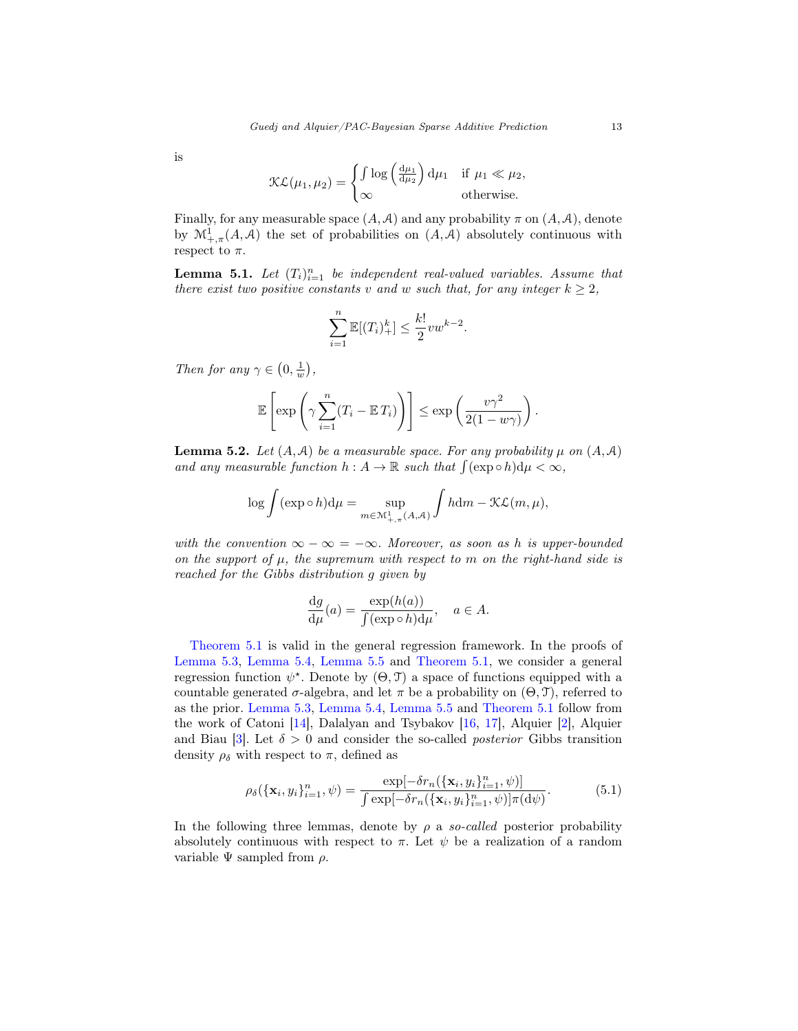is

$$\mathcal{KL}(\mu_1, \mu_2) = \begin{cases} \int \log\left(\frac{\mathrm{d}\mu_1}{\mathrm{d}\mu_2}\right) \mathrm{d}\mu_1 & \text{if } \mu_1 \ll \mu_2, \\ \infty & \text{otherwise.} \end{cases}$$

Finally, for any measurable space $(A, \mathcal{A})$ and any probability $\pi$ on $(A, \mathcal{A})$, denote by $\mathcal{M}^1_{+,\pi}(A, \mathcal{A})$ the set of probabilities on $(A, \mathcal{A})$ absolutely continuous with respect to $\pi$.

**Lemma 5.1.** *Let $(T_i)_{i=1}^n$ be independent real-valued variables. Assume that there exist two positive constants $v$ and $w$ such that, for any integer $k \geq 2$,*

$$\sum_{i=1}^n \mathbb{E}[(T_i)_+^k] \leq \frac{k!}{2} v w^{k-2}.$$

*Then for any $\gamma \in \left(0, \frac{1}{w}\right)$,*

$$\mathbb{E}\left[\exp\left(\gamma \sum_{i=1}^n (T_i - \mathbb{E}\, T_i)\right)\right] \leq \exp\left(\frac{v\gamma^2}{2(1 - w\gamma)}\right).$$

**Lemma 5.2.** *Let $(A, \mathcal{A})$ be a measurable space. For any probability $\mu$ on $(A, \mathcal{A})$ and any measurable function $h : A \to \mathbb{R}$ such that $\int (\exp \circ h) \mathrm{d}\mu < \infty$,*

$$\log \int (\exp \circ h) \mathrm{d}\mu = \sup_{m \in \mathcal{M}^1_{+,\pi}(A,\mathcal{A})} \int h \mathrm{d}m - \mathcal{KL}(m, \mu),$$

*with the convention $\infty - \infty = -\infty$. Moreover, as soon as $h$ is upper-bounded on the support of $\mu$, the supremum with respect to $m$ on the right-hand side is reached for the Gibbs distribution $g$ given by*

$$\frac{\mathrm{d}g}{\mathrm{d}\mu}(a) = \frac{\exp(h(a))}{\int (\exp \circ h) \mathrm{d}\mu}, \quad a \in A.$$

Theorem 5.1 is valid in the general regression framework. In the proofs of Lemma 5.3, Lemma 5.4, Lemma 5.5 and Theorem 5.1, we consider a general regression function $\psi^\star$. Denote by $(\Theta, \mathcal{T})$ a space of functions equipped with a countable generated $\sigma$-algebra, and let $\pi$ be a probability on $(\Theta, \mathcal{T})$, referred to as the prior. Lemma 5.3, Lemma 5.4, Lemma 5.5 and Theorem 5.1 follow from the work of Catoni [14], Dalalyan and Tsybakov [16, 17], Alquier [2], Alquier and Biau [3]. Let $\delta > 0$ and consider the so-called *posterior* Gibbs transition density $\rho_\delta$ with respect to $\pi$, defined as

$$\rho_\delta(\{\mathbf{x}_i, y_i\}_{i=1}^n, \psi) = \frac{\exp[-\delta r_n(\{\mathbf{x}_i, y_i\}_{i=1}^n, \psi)]}{\int \exp[-\delta r_n(\{\mathbf{x}_i, y_i\}_{i=1}^n, \psi)] \pi(\mathrm{d}\psi)}. \tag{5.1}$$

In the following three lemmas, denote by $\rho$ a *so-called* posterior probability absolutely continuous with respect to $\pi$. Let $\psi$ be a realization of a random variable $\Psi$ sampled from $\rho$.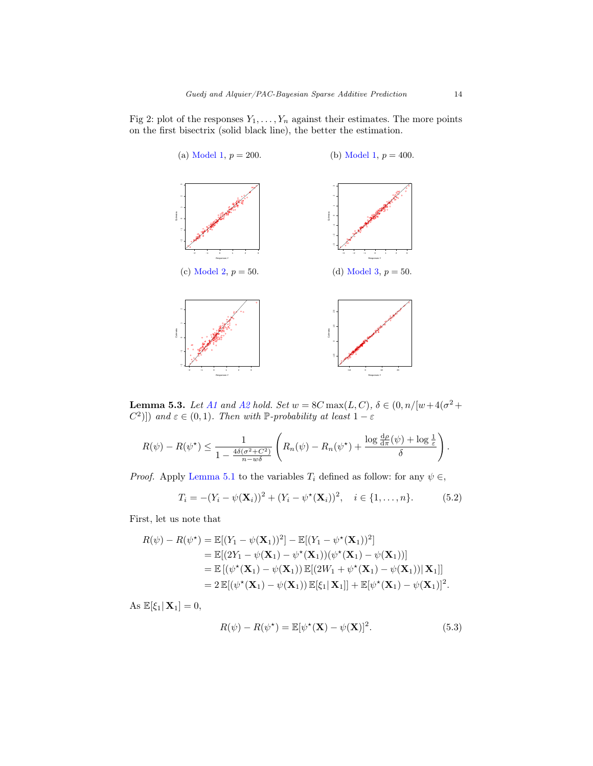Fig 2: plot of the responses $Y_1, \ldots, Y_n$ against their estimates. The more points on the first bisectrix (solid black line), the better the estimation.

(a) Model 1, $p = 200$.

(b) Model 1, $p = 400$.

(c) Model 2, $p = 50$.

(d) Model 3, $p = 50$.

**Lemma 5.3.** *Let A1 and A2 hold. Set $w = 8C\max(L, C)$, $\delta \in (0, n/[w + 4(\sigma^2 + C^2)])$ and $\varepsilon \in (0, 1)$. Then with $\mathbb{P}$-probability at least $1 - \varepsilon$*

$$R(\psi) - R(\psi^\star) \leq \frac{1}{1 - \frac{4\delta(\sigma^2 + C^2)}{n - w\delta}} \left( R_n(\psi) - R_n(\psi^\star) + \frac{\log \frac{\mathrm{d}\rho}{\mathrm{d}\pi}(\psi) + \log \frac{1}{\varepsilon}}{\delta} \right).$$

*Proof.* Apply Lemma 5.1 to the variables $T_i$ defined as follow: for any $\psi \in$,

$$T_i = -(Y_i - \psi(\mathbf{X}_i))^2 + (Y_i - \psi^\star(\mathbf{X}_i))^2, \quad i \in \{1, \ldots, n\}. \tag{5.2}$$

First, let us note that

$$\begin{aligned}
R(\psi) - R(\psi^\star) &= \mathbb{E}[(Y_1 - \psi(\mathbf{X}_1))^2] - \mathbb{E}[(Y_1 - \psi^\star(\mathbf{X}_1))^2] \\
&= \mathbb{E}[(2Y_1 - \psi(\mathbf{X}_1) - \psi^\star(\mathbf{X}_1))(\psi^\star(\mathbf{X}_1) - \psi(\mathbf{X}_1))] \\
&= \mathbb{E}\left[(\psi^\star(\mathbf{X}_1) - \psi(\mathbf{X}_1))\, \mathbb{E}[(2W_1 + \psi^\star(\mathbf{X}_1) - \psi(\mathbf{X}_1))|\, \mathbf{X}_1]\right] \\
&= 2\,\mathbb{E}[(\psi^\star(\mathbf{X}_1) - \psi(\mathbf{X}_1))\, \mathbb{E}[\xi_1|\, \mathbf{X}_1]] + \mathbb{E}[\psi^\star(\mathbf{X}_1) - \psi(\mathbf{X}_1)]^2.
\end{aligned}$$

As $\mathbb{E}[\xi_1|\, \mathbf{X}_1] = 0$,

$$R(\psi) - R(\psi^\star) = \mathbb{E}[\psi^\star(\mathbf{X}) - \psi(\mathbf{X})]^2. \tag{5.3}$$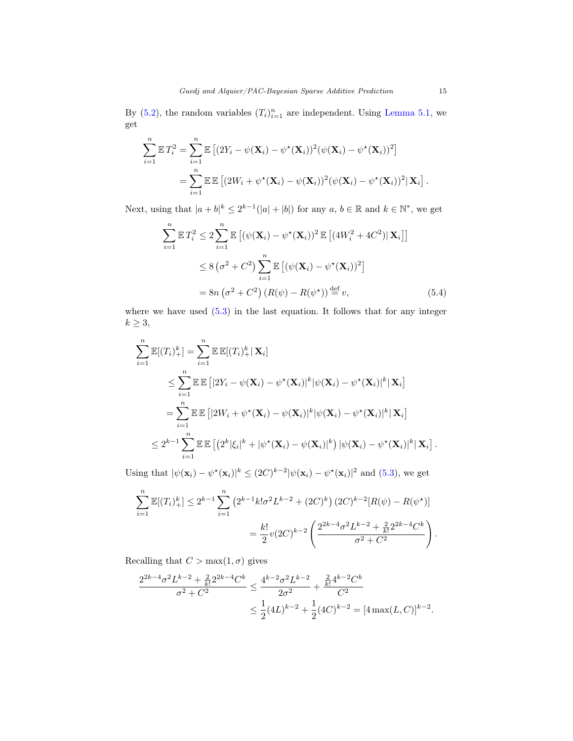By (5.2), the random variables $(T_i)_{i=1}^n$ are independent. Using Lemma 5.1, we get

$$
\begin{aligned}
\sum_{i=1}^n \mathbb{E}\, T_i^2 &= \sum_{i=1}^n \mathbb{E}\left[(2Y_i - \psi(\mathbf{X}_i) - \psi^\star(\mathbf{X}_i))^2 (\psi(\mathbf{X}_i) - \psi^\star(\mathbf{X}_i))^2\right] \\
&= \sum_{i=1}^n \mathbb{E}\,\mathbb{E}\left[(2W_i + \psi^\star(\mathbf{X}_i) - \psi(\mathbf{X}_i))^2 (\psi(\mathbf{X}_i) - \psi^\star(\mathbf{X}_i))^2 |\, \mathbf{X}_i\right].
\end{aligned}
$$

Next, using that $|a+b|^k \leq 2^{k-1}(|a|+|b|)$ for any $a$, $b \in \mathbb{R}$ and $k \in \mathbb{N}^*$, we get

$$
\begin{aligned}
\sum_{i=1}^n \mathbb{E}\, T_i^2 &\leq 2 \sum_{i=1}^n \mathbb{E}\left[(\psi(\mathbf{X}_i) - \psi^\star(\mathbf{X}_i))^2\, \mathbb{E}\left[(4W_i^2 + 4C^2) |\, \mathbf{X}_i\right]\right] \\
&\leq 8\left(\sigma^2 + C^2\right) \sum_{i=1}^n \mathbb{E}\left[(\psi(\mathbf{X}_i) - \psi^\star(\mathbf{X}_i))^2\right] \\
&= 8n\left(\sigma^2 + C^2\right)(R(\psi) - R(\psi^\star)) \stackrel{\text{def}}{=} v, \qquad (5.4)
\end{aligned}
$$

where we have used (5.3) in the last equation. It follows that for any integer $k \geq 3$,

$$
\begin{aligned}
\sum_{i=1}^n \mathbb{E}[(T_i)_+^k] &= \sum_{i=1}^n \mathbb{E}\,\mathbb{E}[(T_i)_+^k |\, \mathbf{X}_i] \\
&\leq \sum_{i=1}^n \mathbb{E}\,\mathbb{E}\left[|2Y_i - \psi(\mathbf{X}_i) - \psi^\star(\mathbf{X}_i)|^k |\psi(\mathbf{X}_i) - \psi^\star(\mathbf{X}_i)|^k |\, \mathbf{X}_i\right] \\
&= \sum_{i=1}^n \mathbb{E}\,\mathbb{E}\left[|2W_i + \psi^\star(\mathbf{X}_i) - \psi(\mathbf{X}_i)|^k |\psi(\mathbf{X}_i) - \psi^\star(\mathbf{X}_i)|^k |\, \mathbf{X}_i\right] \\
&\leq 2^{k-1} \sum_{i=1}^n \mathbb{E}\,\mathbb{E}\left[\left(2^k|\xi_i|^k + |\psi^\star(\mathbf{X}_i) - \psi(\mathbf{X}_i)|^k\right) |\psi(\mathbf{X}_i) - \psi^\star(\mathbf{X}_i)|^k |\, \mathbf{X}_i\right].
\end{aligned}
$$

Using that $|\psi(\mathbf{x}_i) - \psi^\star(\mathbf{x}_i)|^k \leq (2C)^{k-2} |\psi(\mathbf{x}_i) - \psi^\star(\mathbf{x}_i)|^2$ and (5.3), we get

$$
\begin{aligned}
\sum_{i=1}^n \mathbb{E}[(T_i)_+^k] &\leq 2^{k-1} \sum_{i=1}^n \left(2^{k-1} k! \sigma^2 L^{k-2} + (2C)^k\right)(2C)^{k-2} [R(\psi) - R(\psi^\star)] \\
&= \frac{k!}{2} v (2C)^{k-2} \left(\frac{2^{2k-4}\sigma^2 L^{k-2} + \frac{2}{k!} 2^{2k-4} C^k}{\sigma^2 + C^2}\right).
\end{aligned}
$$

Recalling that $C > \max(1, \sigma)$ gives

$$
\begin{aligned}
\frac{2^{2k-4}\sigma^2 L^{k-2} + \frac{2}{k!} 2^{2k-4} C^k}{\sigma^2 + C^2} &\leq \frac{4^{k-2}\sigma^2 L^{k-2}}{2\sigma^2} + \frac{\frac{2}{k!} 4^{k-2} C^k}{C^2} \\
&\leq \frac{1}{2}(4L)^{k-2} + \frac{1}{2}(4C)^{k-2} = [4\max(L, C)]^{k-2}.
\end{aligned}
$$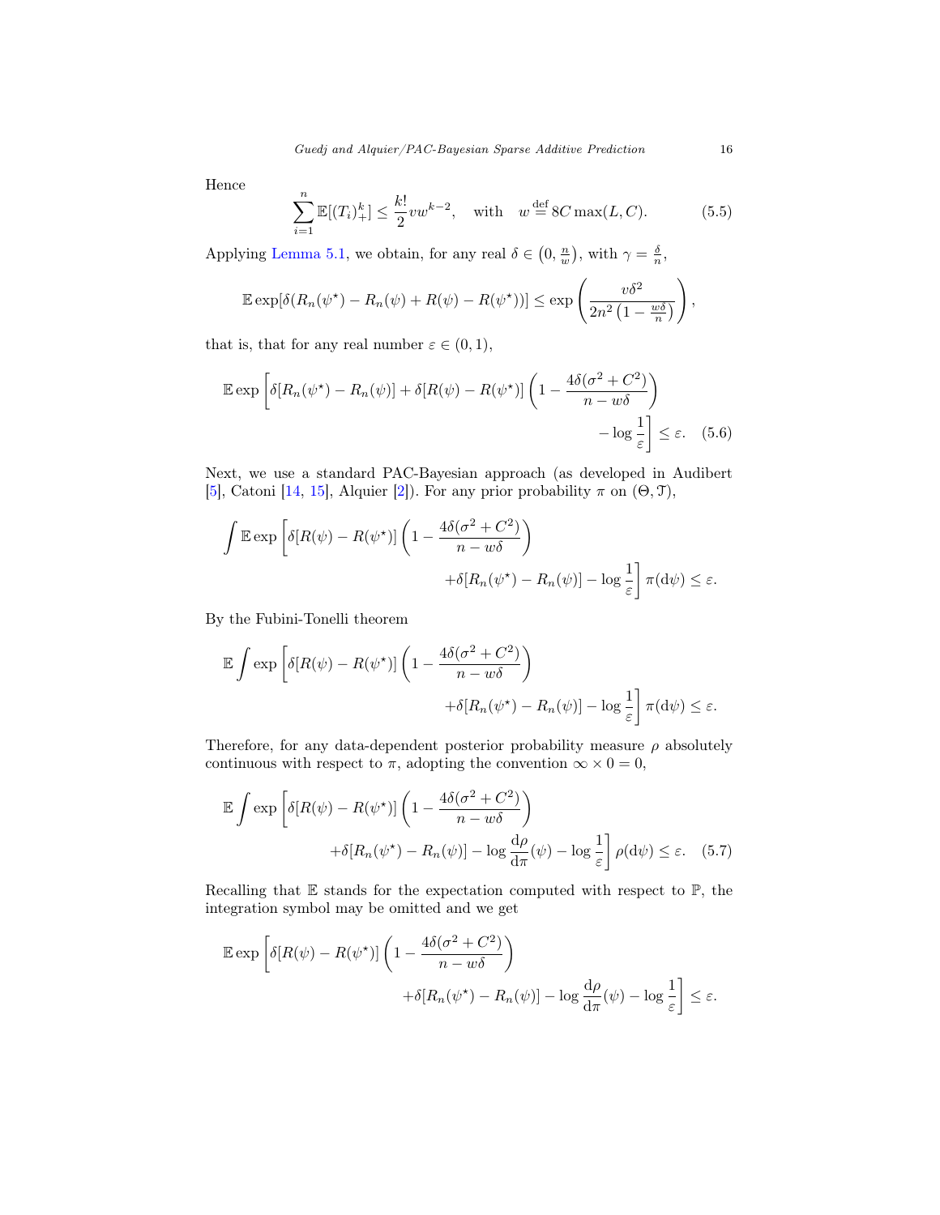Hence

$$\sum_{i=1}^{n} \mathbb{E}[(T_i)_+^k] \leq \frac{k!}{2} v w^{k-2}, \quad \text{with} \quad w \stackrel{\text{def}}{=} 8C \max(L, C). \tag{5.5}$$

Applying Lemma 5.1, we obtain, for any real $\delta \in \left(0, \frac{n}{w}\right)$, with $\gamma = \frac{\delta}{n}$,

$$\mathbb{E} \exp[\delta(R_n(\psi^\star) - R_n(\psi) + R(\psi) - R(\psi^\star))] \leq \exp\left(\frac{v\delta^2}{2n^2\left(1 - \frac{w\delta}{n}\right)}\right),$$

that is, that for any real number $\varepsilon \in (0, 1)$,

$$\mathbb{E} \exp\left[\delta[R_n(\psi^\star) - R_n(\psi)] + \delta[R(\psi) - R(\psi^\star)]\left(1 - \frac{4\delta(\sigma^2 + C^2)}{n - w\delta}\right) - \log\frac{1}{\varepsilon}\right] \leq \varepsilon. \tag{5.6}$$

Next, we use a standard PAC-Bayesian approach (as developed in Audibert [5], Catoni [14, 15], Alquier [2]). For any prior probability $\pi$ on $(\Theta, \mathcal{T})$,

$$\int \mathbb{E} \exp\left[\delta[R(\psi) - R(\psi^\star)]\left(1 - \frac{4\delta(\sigma^2 + C^2)}{n - w\delta}\right) + \delta[R_n(\psi^\star) - R_n(\psi)] - \log\frac{1}{\varepsilon}\right] \pi(\mathrm{d}\psi) \leq \varepsilon.$$

By the Fubini-Tonelli theorem

$$\mathbb{E} \int \exp\left[\delta[R(\psi) - R(\psi^\star)]\left(1 - \frac{4\delta(\sigma^2 + C^2)}{n - w\delta}\right) + \delta[R_n(\psi^\star) - R_n(\psi)] - \log\frac{1}{\varepsilon}\right] \pi(\mathrm{d}\psi) \leq \varepsilon.$$

Therefore, for any data-dependent posterior probability measure $\rho$ absolutely continuous with respect to $\pi$, adopting the convention $\infty \times 0 = 0$,

$$\mathbb{E} \int \exp\left[\delta[R(\psi) - R(\psi^\star)]\left(1 - \frac{4\delta(\sigma^2 + C^2)}{n - w\delta}\right) + \delta[R_n(\psi^\star) - R_n(\psi)] - \log\frac{\mathrm{d}\rho}{\mathrm{d}\pi}(\psi) - \log\frac{1}{\varepsilon}\right] \rho(\mathrm{d}\psi) \leq \varepsilon. \tag{5.7}$$

Recalling that $\mathbb{E}$ stands for the expectation computed with respect to $\mathbb{P}$, the integration symbol may be omitted and we get

$$\mathbb{E} \exp\left[\delta[R(\psi) - R(\psi^\star)]\left(1 - \frac{4\delta(\sigma^2 + C^2)}{n - w\delta}\right) + \delta[R_n(\psi^\star) - R_n(\psi)] - \log\frac{\mathrm{d}\rho}{\mathrm{d}\pi}(\psi) - \log\frac{1}{\varepsilon}\right] \leq \varepsilon.$$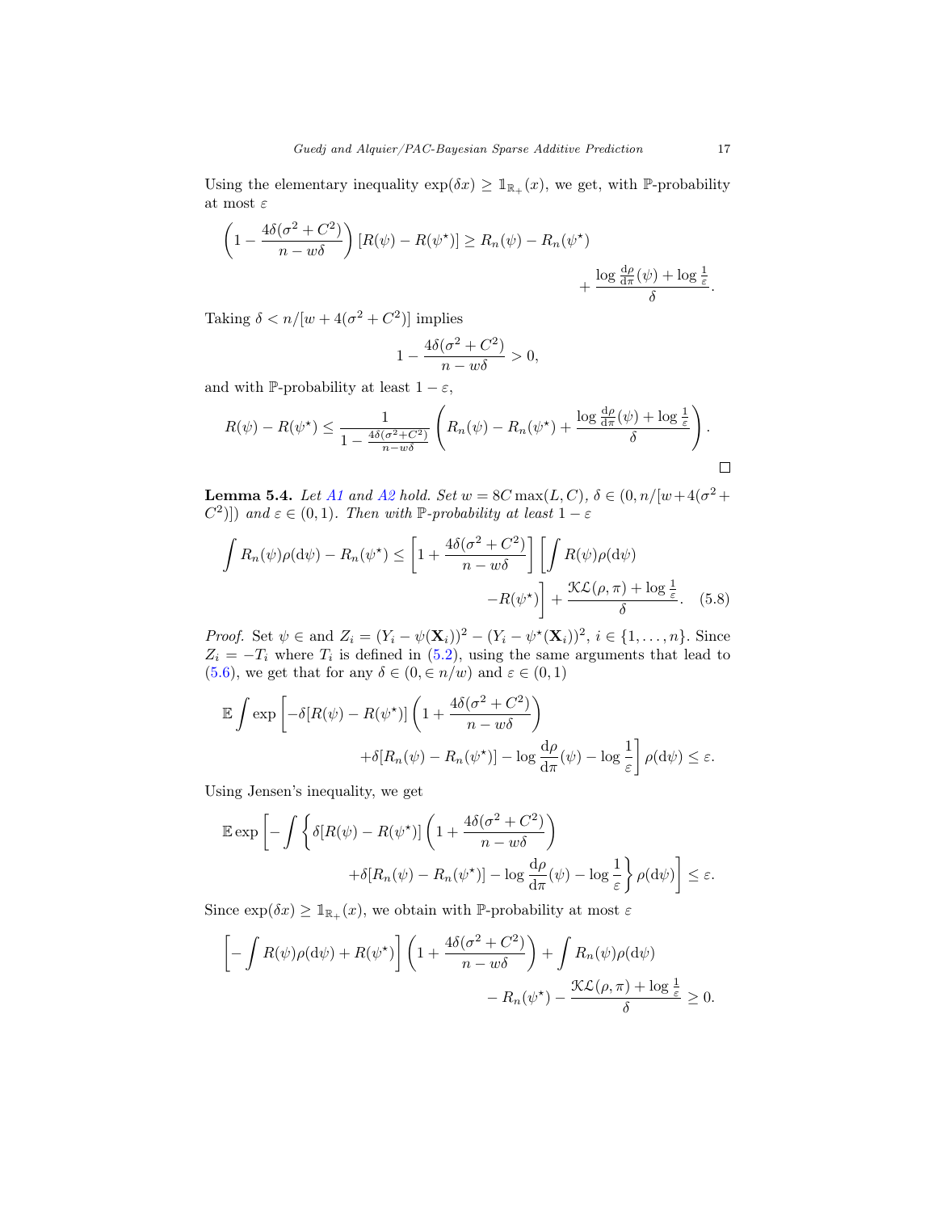Using the elementary inequality $\exp(\delta x) \geq \mathbb{1}_{\mathbb{R}_+}(x)$, we get, with $\mathbb{P}$-probability at most $\varepsilon$

$$
\left(1 - \frac{4\delta(\sigma^2 + C^2)}{n - w\delta}\right) [R(\psi) - R(\psi^\star)] \geq R_n(\psi) - R_n(\psi^\star) + \frac{\log \frac{\mathrm{d}\rho}{\mathrm{d}\pi}(\psi) + \log \frac{1}{\varepsilon}}{\delta}.
$$

Taking $\delta < n/[w + 4(\sigma^2 + C^2)]$ implies

$$
1 - \frac{4\delta(\sigma^2 + C^2)}{n - w\delta} > 0,
$$

and with $\mathbb{P}$-probability at least $1 - \varepsilon$,

$$
R(\psi) - R(\psi^\star) \leq \frac{1}{1 - \frac{4\delta(\sigma^2 + C^2)}{n - w\delta}} \left( R_n(\psi) - R_n(\psi^\star) + \frac{\log \frac{\mathrm{d}\rho}{\mathrm{d}\pi}(\psi) + \log \frac{1}{\varepsilon}}{\delta} \right).
$$

$\square$

**Lemma 5.4.** *Let A1 and A2 hold. Set $w = 8C \max(L, C)$, $\delta \in (0, n/[w + 4(\sigma^2 + C^2)])$ and $\varepsilon \in (0, 1)$. Then with $\mathbb{P}$-probability at least $1 - \varepsilon$*

$$
\int R_n(\psi)\rho(\mathrm{d}\psi) - R_n(\psi^\star) \leq \left[1 + \frac{4\delta(\sigma^2 + C^2)}{n - w\delta}\right] \left[\int R(\psi)\rho(\mathrm{d}\psi) - R(\psi^\star)\right] + \frac{\mathcal{KL}(\rho, \pi) + \log \frac{1}{\varepsilon}}{\delta}. \quad (5.8)
$$

*Proof.* Set $\psi \in$ and $Z_i = (Y_i - \psi(\mathbf{X}_i))^2 - (Y_i - \psi^\star(\mathbf{X}_i))^2$, $i \in \{1, \ldots, n\}$. Since $Z_i = -T_i$ where $T_i$ is defined in (5.2), using the same arguments that lead to (5.6), we get that for any $\delta \in (0, \in n/w)$ and $\varepsilon \in (0, 1)$

$$
\mathbb{E} \int \exp\left[-\delta[R(\psi) - R(\psi^\star)]\left(1 + \frac{4\delta(\sigma^2 + C^2)}{n - w\delta}\right) + \delta[R_n(\psi) - R_n(\psi^\star)] - \log \frac{\mathrm{d}\rho}{\mathrm{d}\pi}(\psi) - \log \frac{1}{\varepsilon}\right] \rho(\mathrm{d}\psi) \leq \varepsilon.
$$

Using Jensen's inequality, we get

$$
\mathbb{E} \exp\left[-\int \left\{\delta[R(\psi) - R(\psi^\star)]\left(1 + \frac{4\delta(\sigma^2 + C^2)}{n - w\delta}\right) + \delta[R_n(\psi) - R_n(\psi^\star)] - \log \frac{\mathrm{d}\rho}{\mathrm{d}\pi}(\psi) - \log \frac{1}{\varepsilon}\right\} \rho(\mathrm{d}\psi)\right] \leq \varepsilon.
$$

Since $\exp(\delta x) \geq \mathbb{1}_{\mathbb{R}_+}(x)$, we obtain with $\mathbb{P}$-probability at most $\varepsilon$

$$
\left[-\int R(\psi)\rho(\mathrm{d}\psi) + R(\psi^\star)\right]\left(1 + \frac{4\delta(\sigma^2 + C^2)}{n - w\delta}\right) + \int R_n(\psi)\rho(\mathrm{d}\psi) - R_n(\psi^\star) - \frac{\mathcal{KL}(\rho, \pi) + \log \frac{1}{\varepsilon}}{\delta} \geq 0.
$$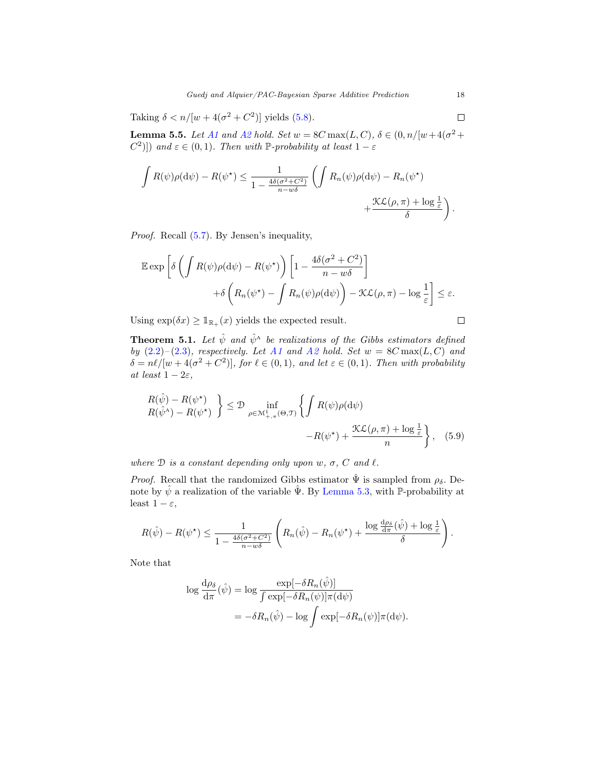Taking $\delta < n/[w + 4(\sigma^2 + C^2)]$ yields (5.8). $\square$

**Lemma 5.5.** *Let A1 and A2 hold. Set $w = 8C\max(L, C)$, $\delta \in (0, n/[w+4(\sigma^2 + C^2)])$ and $\varepsilon \in (0, 1)$. Then with $\mathbb{P}$-probability at least $1 - \varepsilon$*

$$\int R(\psi)\rho(\mathrm{d}\psi) - R(\psi^\star) \leq \frac{1}{1 - \frac{4\delta(\sigma^2+C^2)}{n-w\delta}} \left( \int R_n(\psi)\rho(\mathrm{d}\psi) - R_n(\psi^\star) + \frac{\mathcal{KL}(\rho, \pi) + \log\frac{1}{\varepsilon}}{\delta} \right).$$

*Proof.* Recall (5.7). By Jensen's inequality,

$$\mathbb{E}\exp\left[\delta\left(\int R(\psi)\rho(\mathrm{d}\psi) - R(\psi^\star)\right)\left[1 - \frac{4\delta(\sigma^2+C^2)}{n - w\delta}\right] + \delta\left(R_n(\psi^\star) - \int R_n(\psi)\rho(\mathrm{d}\psi)\right) - \mathcal{KL}(\rho, \pi) - \log\frac{1}{\varepsilon}\right] \leq \varepsilon.$$

Using $\exp(\delta x) \geq \mathbb{1}_{\mathbb{R}_+}(x)$ yields the expected result. $\square$

**Theorem 5.1.** *Let $\hat{\psi}$ and $\hat{\psi}^{\mathrm{A}}$ be realizations of the Gibbs estimators defined by (2.2)–(2.3), respectively. Let A1 and A2 hold. Set $w = 8C\max(L, C)$ and $\delta = n\ell/[w + 4(\sigma^2 + C^2)]$, for $\ell \in (0, 1)$, and let $\varepsilon \in (0, 1)$. Then with probability at least $1 - 2\varepsilon$,*

$$\left.\begin{array}{l} R(\hat{\psi}) - R(\psi^\star) \\ R(\hat{\psi}^{\mathrm{A}}) - R(\psi^\star) \end{array}\right\} \leq \mathcal{D} \inf_{\rho \in \mathcal{M}^1_{+,\pi}(\Theta, \mathcal{T})} \left\{ \int R(\psi)\rho(\mathrm{d}\psi) - R(\psi^\star) + \frac{\mathcal{KL}(\rho, \pi) + \log\frac{1}{\varepsilon}}{n} \right\}, \quad (5.9)$$

*where $\mathcal{D}$ is a constant depending only upon $w$, $\sigma$, $C$ and $\ell$.*

*Proof.* Recall that the randomized Gibbs estimator $\hat{\Psi}$ is sampled from $\rho_\delta$. Denote by $\hat{\psi}$ a realization of the variable $\hat{\Psi}$. By Lemma 5.3, with $\mathbb{P}$-probability at least $1 - \varepsilon$,

$$R(\hat{\psi}) - R(\psi^\star) \leq \frac{1}{1 - \frac{4\delta(\sigma^2+C^2)}{n-w\delta}} \left( R_n(\hat{\psi}) - R_n(\psi^\star) + \frac{\log\frac{\mathrm{d}\rho_\delta}{\mathrm{d}\pi}(\hat{\psi}) + \log\frac{1}{\varepsilon}}{\delta} \right).$$

Note that

$$\begin{aligned}
\log\frac{\mathrm{d}\rho_\delta}{\mathrm{d}\pi}(\hat{\psi}) &= \log\frac{\exp[-\delta R_n(\hat{\psi})]}{\int \exp[-\delta R_n(\psi)]\pi(\mathrm{d}\psi)} \\
&= -\delta R_n(\hat{\psi}) - \log\int \exp[-\delta R_n(\psi)]\pi(\mathrm{d}\psi).
\end{aligned}$$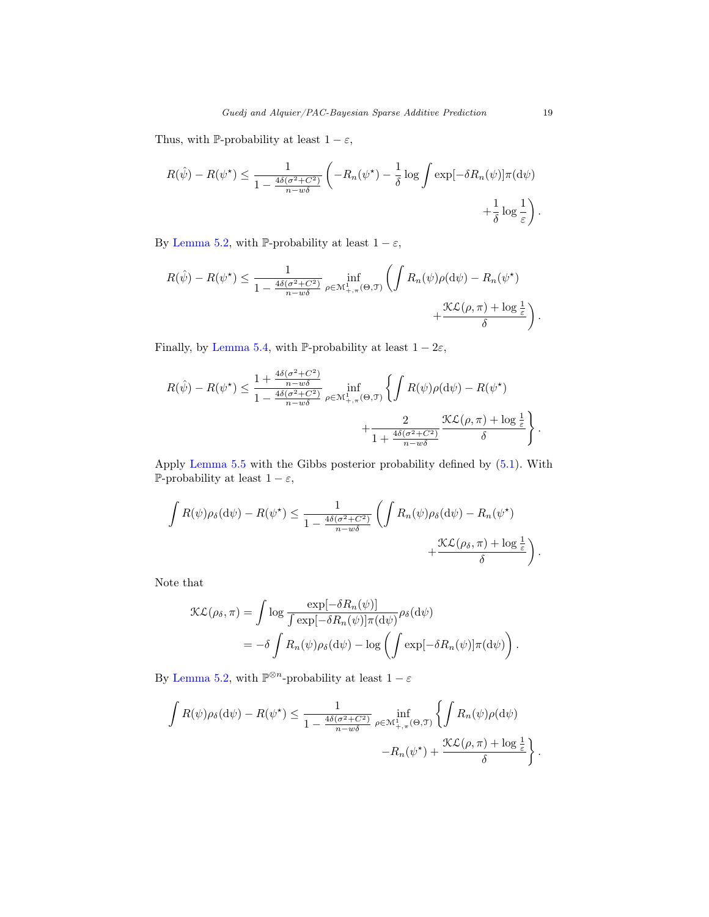Thus, with $\mathbb{P}$-probability at least $1-\varepsilon$,

$$
R(\hat{\psi}) - R(\psi^\star) \leq \frac{1}{1 - \frac{4\delta(\sigma^2+C^2)}{n-w\delta}} \left( -R_n(\psi^\star) - \frac{1}{\delta} \log \int \exp[-\delta R_n(\psi)] \pi(\mathrm{d}\psi) + \frac{1}{\delta} \log \frac{1}{\varepsilon} \right).
$$

By Lemma 5.2, with $\mathbb{P}$-probability at least $1-\varepsilon$,

$$
R(\hat{\psi}) - R(\psi^\star) \leq \frac{1}{1 - \frac{4\delta(\sigma^2+C^2)}{n-w\delta}} \inf_{\rho \in \mathcal{M}^1_{+,\pi}(\Theta,\mathcal{T})} \left( \int R_n(\psi)\rho(\mathrm{d}\psi) - R_n(\psi^\star) + \frac{\mathcal{KL}(\rho,\pi) + \log \frac{1}{\varepsilon}}{\delta} \right).
$$

Finally, by Lemma 5.4, with $\mathbb{P}$-probability at least $1-2\varepsilon$,

$$
R(\hat{\psi}) - R(\psi^\star) \leq \frac{1 + \frac{4\delta(\sigma^2+C^2)}{n-w\delta}}{1 - \frac{4\delta(\sigma^2+C^2)}{n-w\delta}} \inf_{\rho \in \mathcal{M}^1_{+,\pi}(\Theta,\mathcal{T})} \left\{ \int R(\psi)\rho(\mathrm{d}\psi) - R(\psi^\star) + \frac{2}{1 + \frac{4\delta(\sigma^2+C^2)}{n-w\delta}} \frac{\mathcal{KL}(\rho,\pi) + \log \frac{1}{\varepsilon}}{\delta} \right\}.
$$

Apply Lemma 5.5 with the Gibbs posterior probability defined by (5.1). With $\mathbb{P}$-probability at least $1-\varepsilon$,

$$
\int R(\psi)\rho_\delta(\mathrm{d}\psi) - R(\psi^\star) \leq \frac{1}{1 - \frac{4\delta(\sigma^2+C^2)}{n-w\delta}} \left( \int R_n(\psi)\rho_\delta(\mathrm{d}\psi) - R_n(\psi^\star) + \frac{\mathcal{KL}(\rho_\delta,\pi) + \log \frac{1}{\varepsilon}}{\delta} \right).
$$

Note that

$$
\begin{aligned}
\mathcal{KL}(\rho_\delta,\pi) &= \int \log \frac{\exp[-\delta R_n(\psi)]}{\int \exp[-\delta R_n(\psi)]\pi(\mathrm{d}\psi)} \rho_\delta(\mathrm{d}\psi) \\
&= -\delta \int R_n(\psi)\rho_\delta(\mathrm{d}\psi) - \log \left( \int \exp[-\delta R_n(\psi)]\pi(\mathrm{d}\psi) \right).
\end{aligned}
$$

By Lemma 5.2, with $\mathbb{P}^{\otimes n}$-probability at least $1-\varepsilon$

$$
\int R(\psi)\rho_\delta(\mathrm{d}\psi) - R(\psi^\star) \leq \frac{1}{1 - \frac{4\delta(\sigma^2+C^2)}{n-w\delta}} \inf_{\rho \in \mathcal{M}^1_{+,\pi}(\Theta,\mathcal{T})} \left\{ \int R_n(\psi)\rho(\mathrm{d}\psi) - R_n(\psi^\star) + \frac{\mathcal{KL}(\rho,\pi) + \log \frac{1}{\varepsilon}}{\delta} \right\}.
$$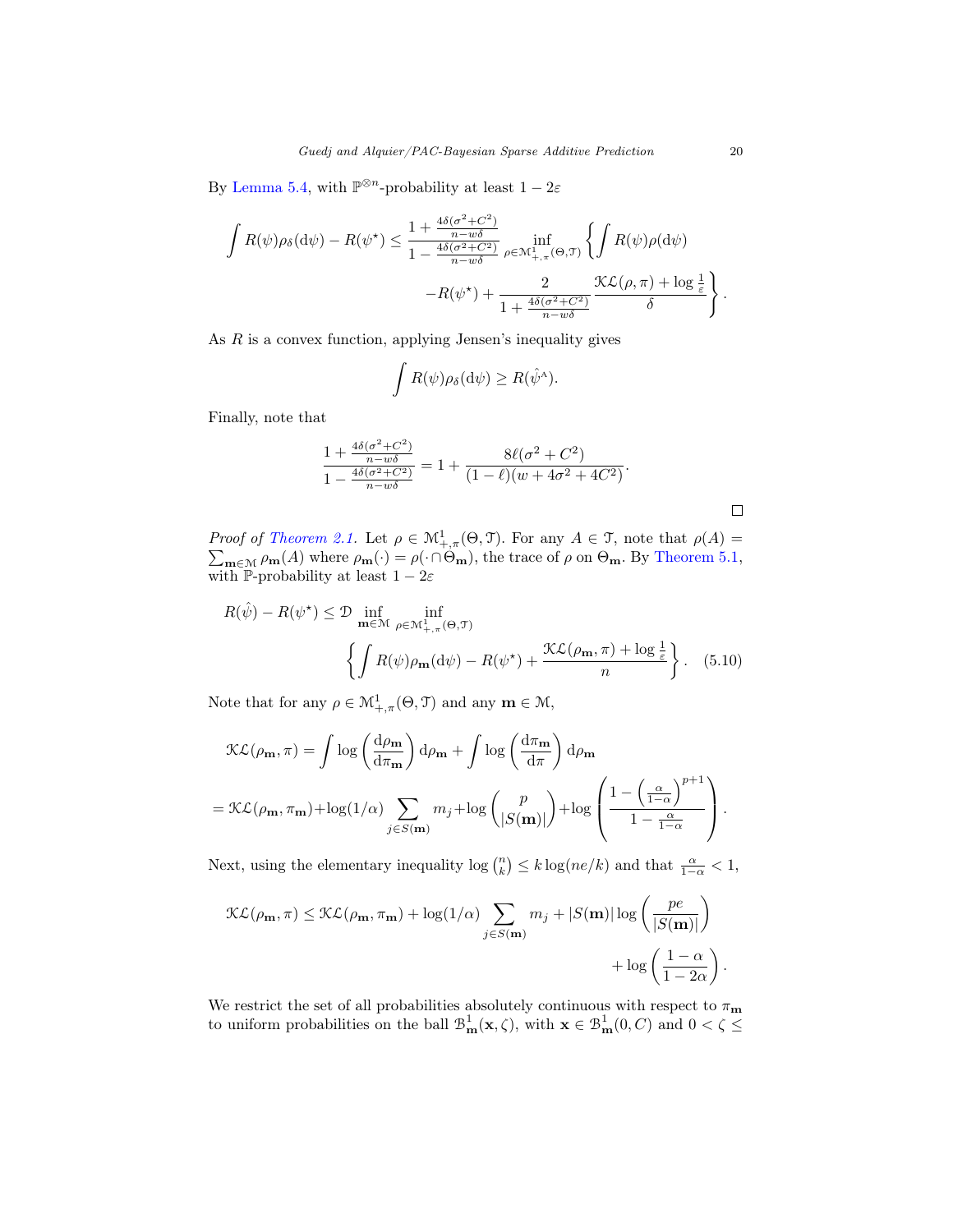By Lemma 5.4, with $\mathbb{P}^{\otimes n}$-probability at least $1-2\varepsilon$

$$\int R(\psi)\rho_\delta(\mathrm{d}\psi) - R(\psi^\star) \leq \frac{1+\frac{4\delta(\sigma^2+C^2)}{n-w\delta}}{1-\frac{4\delta(\sigma^2+C^2)}{n-w\delta}} \inf_{\rho\in\mathcal{M}^1_{+,\pi}(\Theta,\mathcal{T})} \left\{ \int R(\psi)\rho(\mathrm{d}\psi) - R(\psi^\star) + \frac{2}{1+\frac{4\delta(\sigma^2+C^2)}{n-w\delta}} \frac{\mathcal{KL}(\rho,\pi)+\log\frac{1}{\varepsilon}}{\delta} \right\}.$$

As $R$ is a convex function, applying Jensen's inequality gives

$$\int R(\psi)\rho_\delta(\mathrm{d}\psi) \geq R(\hat{\psi}^{\mathrm{A}}).$$

Finally, note that

$$\frac{1+\frac{4\delta(\sigma^2+C^2)}{n-w\delta}}{1-\frac{4\delta(\sigma^2+C^2)}{n-w\delta}} = 1 + \frac{8\ell(\sigma^2+C^2)}{(1-\ell)(w+4\sigma^2+4C^2)}.$$

∎

*Proof of Theorem 2.1.* Let $\rho \in \mathcal{M}^1_{+,\pi}(\Theta,\mathcal{T})$. For any $A\in\mathcal{T}$, note that $\rho(A) = \sum_{\mathbf{m}\in\mathcal{M}} \rho_{\mathbf{m}}(A)$ where $\rho_{\mathbf{m}}(\cdot) = \rho(\cdot \cap \Theta_{\mathbf{m}})$, the trace of $\rho$ on $\Theta_{\mathbf{m}}$. By Theorem 5.1, with $\mathbb{P}$-probability at least $1-2\varepsilon$

$$R(\hat{\psi}) - R(\psi^\star) \leq \mathcal{D} \inf_{\mathbf{m}\in\mathcal{M}} \inf_{\rho\in\mathcal{M}^1_{+,\pi}(\Theta,\mathcal{T})} \left\{ \int R(\psi)\rho_{\mathbf{m}}(\mathrm{d}\psi) - R(\psi^\star) + \frac{\mathcal{KL}(\rho_{\mathbf{m}},\pi)+\log\frac{1}{\varepsilon}}{n} \right\}. \quad (5.10)$$

Note that for any $\rho\in\mathcal{M}^1_{+,\pi}(\Theta,\mathcal{T})$ and any $\mathbf{m}\in\mathcal{M}$,

$$\begin{aligned}
\mathcal{KL}(\rho_{\mathbf{m}},\pi) &= \int \log\left(\frac{\mathrm{d}\rho_{\mathbf{m}}}{\mathrm{d}\pi_{\mathbf{m}}}\right)\mathrm{d}\rho_{\mathbf{m}} + \int \log\left(\frac{\mathrm{d}\pi_{\mathbf{m}}}{\mathrm{d}\pi}\right)\mathrm{d}\rho_{\mathbf{m}} \\
&= \mathcal{KL}(\rho_{\mathbf{m}},\pi_{\mathbf{m}}) + \log(1/\alpha)\sum_{j\in S(\mathbf{m})} m_j + \log\binom{p}{|S(\mathbf{m})|} + \log\left(\frac{1-\left(\frac{\alpha}{1-\alpha}\right)^{p+1}}{1-\frac{\alpha}{1-\alpha}}\right).
\end{aligned}$$

Next, using the elementary inequality $\log\binom{n}{k} \leq k\log(ne/k)$ and that $\frac{\alpha}{1-\alpha} < 1$,

$$\mathcal{KL}(\rho_{\mathbf{m}},\pi) \leq \mathcal{KL}(\rho_{\mathbf{m}},\pi_{\mathbf{m}}) + \log(1/\alpha)\sum_{j\in S(\mathbf{m})} m_j + |S(\mathbf{m})|\log\left(\frac{pe}{|S(\mathbf{m})|}\right) + \log\left(\frac{1-\alpha}{1-2\alpha}\right).$$

We restrict the set of all probabilities absolutely continuous with respect to $\pi_{\mathbf{m}}$ to uniform probabilities on the ball $\mathcal{B}^1_{\mathbf{m}}(\mathbf{x},\zeta)$, with $\mathbf{x}\in\mathcal{B}^1_{\mathbf{m}}(0,C)$ and $0<\zeta\leq$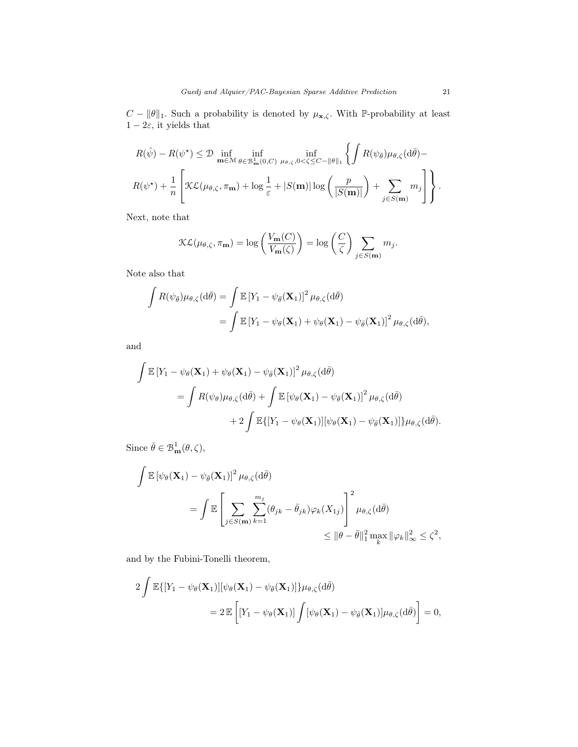$C - \|\theta\|_1$. Such a probability is denoted by $\mu_{\mathbf{x},\zeta}$. With $\mathbb{P}$-probability at least $1 - 2\varepsilon$, it yields that

$$R(\hat{\psi}) - R(\psi^\star) \leq \mathcal{D} \inf_{\mathbf{m}\in\mathcal{M}} \inf_{\theta\in\mathcal{B}^1_{\mathbf{m}}(0,C)} \inf_{\mu_{\theta,\zeta}, 0<\zeta\leq C-\|\theta\|_1} \Bigg\{ \int R(\psi_{\bar{\theta}})\mu_{\theta,\zeta}(\mathrm{d}\bar{\theta}) -$$

$$R(\psi^\star) + \frac{1}{n}\left[\mathcal{KL}(\mu_{\theta,\zeta}, \pi_{\mathbf{m}}) + \log\frac{1}{\varepsilon} + |S(\mathbf{m})| \log\left(\frac{p}{|S(\mathbf{m})|}\right) + \sum_{j\in S(\mathbf{m})} m_j\right]\Bigg\}.$$

Next, note that

$$\mathcal{KL}(\mu_{\theta,\zeta}, \pi_{\mathbf{m}}) = \log\left(\frac{V_{\mathbf{m}}(C)}{V_{\mathbf{m}}(\zeta)}\right) = \log\left(\frac{C}{\zeta}\right) \sum_{j\in S(\mathbf{m})} m_j.$$

Note also that

$$\begin{aligned}
\int R(\psi_{\bar{\theta}})\mu_{\theta,\zeta}(\mathrm{d}\bar{\theta}) &= \int \mathbb{E}\left[Y_1 - \psi_{\bar{\theta}}(\mathbf{X}_1)\right]^2 \mu_{\theta,\zeta}(\mathrm{d}\bar{\theta}) \\
&= \int \mathbb{E}\left[Y_1 - \psi_\theta(\mathbf{X}_1) + \psi_\theta(\mathbf{X}_1) - \psi_{\bar{\theta}}(\mathbf{X}_1)\right]^2 \mu_{\theta,\zeta}(\mathrm{d}\bar{\theta}),
\end{aligned}$$

and

$$\begin{aligned}
&\int \mathbb{E}\left[Y_1 - \psi_\theta(\mathbf{X}_1) + \psi_\theta(\mathbf{X}_1) - \psi_{\bar{\theta}}(\mathbf{X}_1)\right]^2 \mu_{\theta,\zeta}(\mathrm{d}\bar{\theta}) \\
&\quad = \int R(\psi_\theta)\mu_{\theta,\zeta}(\mathrm{d}\bar{\theta}) + \int \mathbb{E}\left[\psi_\theta(\mathbf{X}_1) - \psi_{\bar{\theta}}(\mathbf{X}_1)\right]^2 \mu_{\theta,\zeta}(\mathrm{d}\bar{\theta}) \\
&\qquad + 2\int \mathbb{E}\{[Y_1 - \psi_\theta(\mathbf{X}_1)][\psi_\theta(\mathbf{X}_1) - \psi_{\bar{\theta}}(\mathbf{X}_1)]\}\mu_{\theta,\zeta}(\mathrm{d}\bar{\theta}).
\end{aligned}$$

Since $\bar{\theta} \in \mathcal{B}^1_{\mathbf{m}}(\theta,\zeta)$,

$$\begin{aligned}
&\int \mathbb{E}\left[\psi_\theta(\mathbf{X}_1) - \psi_{\bar{\theta}}(\mathbf{X}_1)\right]^2 \mu_{\theta,\zeta}(\mathrm{d}\bar{\theta}) \\
&\quad = \int \mathbb{E}\left[\sum_{j\in S(\mathbf{m})}\sum_{k=1}^{m_j} (\theta_{jk} - \bar{\theta}_{jk})\varphi_k(X_{1j})\right]^2 \mu_{\theta,\zeta}(\mathrm{d}\bar{\theta}) \\
&\quad \leq \|\theta - \bar{\theta}\|_1^2 \max_k \|\varphi_k\|_\infty^2 \leq \zeta^2,
\end{aligned}$$

and by the Fubini-Tonelli theorem,

$$\begin{aligned}
&2\int \mathbb{E}\{[Y_1 - \psi_\theta(\mathbf{X}_1)][\psi_\theta(\mathbf{X}_1) - \psi_{\bar{\theta}}(\mathbf{X}_1)]\}\mu_{\theta,\zeta}(\mathrm{d}\bar{\theta}) \\
&\quad = 2\,\mathbb{E}\left[[Y_1 - \psi_\theta(\mathbf{X}_1)]\int [\psi_\theta(\mathbf{X}_1) - \psi_{\bar{\theta}}(\mathbf{X}_1)]\mu_{\theta,\zeta}(\mathrm{d}\bar{\theta})\right] = 0,
\end{aligned}$$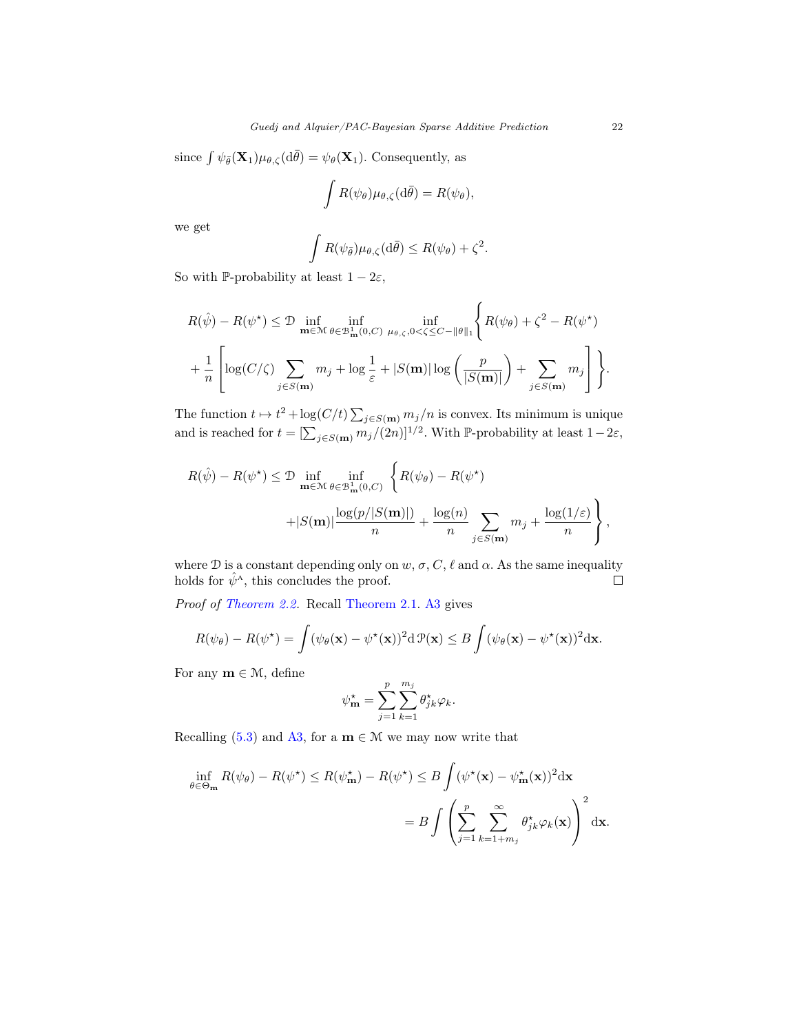since $\int \psi_{\bar{\theta}}(\mathbf{X}_1)\mu_{\theta,\zeta}(\mathrm{d}\bar{\theta}) = \psi_\theta(\mathbf{X}_1)$. Consequently, as

$$\int R(\psi_\theta)\mu_{\theta,\zeta}(\mathrm{d}\bar{\theta}) = R(\psi_\theta),$$

we get

$$\int R(\psi_{\bar{\theta}})\mu_{\theta,\zeta}(\mathrm{d}\bar{\theta}) \leq R(\psi_\theta) + \zeta^2.$$

So with $\mathbb{P}$-probability at least $1 - 2\varepsilon$,

$$R(\hat{\psi}) - R(\psi^\star) \leq \mathcal{D} \inf_{\mathbf{m}\in\mathcal{M}} \inf_{\theta\in\mathcal{B}^1_{\mathbf{m}}(0,C)} \inf_{\mu_{\theta,\zeta}, 0<\zeta\leq C-\|\theta\|_1} \Bigg\{ R(\psi_\theta) + \zeta^2 - R(\psi^\star) + \frac{1}{n}\left[\log(C/\zeta)\sum_{j\in S(\mathbf{m})} m_j + \log\frac{1}{\varepsilon} + |S(\mathbf{m})|\log\left(\frac{p}{|S(\mathbf{m})|}\right) + \sum_{j\in S(\mathbf{m})} m_j\right]\Bigg\}.$$

The function $t \mapsto t^2 + \log(C/t)\sum_{j\in S(\mathbf{m})} m_j/n$ is convex. Its minimum is unique and is reached for $t = [\sum_{j\in S(\mathbf{m})} m_j/(2n)]^{1/2}$. With $\mathbb{P}$-probability at least $1-2\varepsilon$,

$$R(\hat{\psi}) - R(\psi^\star) \leq \mathcal{D} \inf_{\mathbf{m}\in\mathcal{M}} \inf_{\theta\in\mathcal{B}^1_{\mathbf{m}}(0,C)} \Bigg\{ R(\psi_\theta) - R(\psi^\star) + |S(\mathbf{m})|\frac{\log(p/|S(\mathbf{m})|)}{n} + \frac{\log(n)}{n}\sum_{j\in S(\mathbf{m})} m_j + \frac{\log(1/\varepsilon)}{n} \Bigg\},$$

where $\mathcal{D}$ is a constant depending only on $w$, $\sigma$, $C$, $\ell$ and $\alpha$. As the same inequality holds for $\hat{\psi}^{\mathrm{A}}$, this concludes the proof. $\square$

*Proof of Theorem 2.2.* Recall Theorem 2.1. A3 gives

$$R(\psi_\theta) - R(\psi^\star) = \int (\psi_\theta(\mathbf{x}) - \psi^\star(\mathbf{x}))^2 \mathrm{d}\mathcal{P}(\mathbf{x}) \leq B\int (\psi_\theta(\mathbf{x}) - \psi^\star(\mathbf{x}))^2 \mathrm{d}\mathbf{x}.$$

For any $\mathbf{m} \in \mathcal{M}$, define

$$\psi^\star_{\mathbf{m}} = \sum_{j=1}^{p}\sum_{k=1}^{m_j} \theta^\star_{jk}\varphi_k.$$

Recalling (5.3) and A3, for a $\mathbf{m} \in \mathcal{M}$ we may now write that

$$\inf_{\theta\in\Theta_{\mathbf{m}}} R(\psi_\theta) - R(\psi^\star) \leq R(\psi^\star_{\mathbf{m}}) - R(\psi^\star) \leq B\int (\psi^\star(\mathbf{x}) - \psi^\star_{\mathbf{m}}(\mathbf{x}))^2 \mathrm{d}\mathbf{x} = B\int \left(\sum_{j=1}^{p}\sum_{k=1+m_j}^{\infty} \theta^\star_{jk}\varphi_k(\mathbf{x})\right)^2 \mathrm{d}\mathbf{x}.$$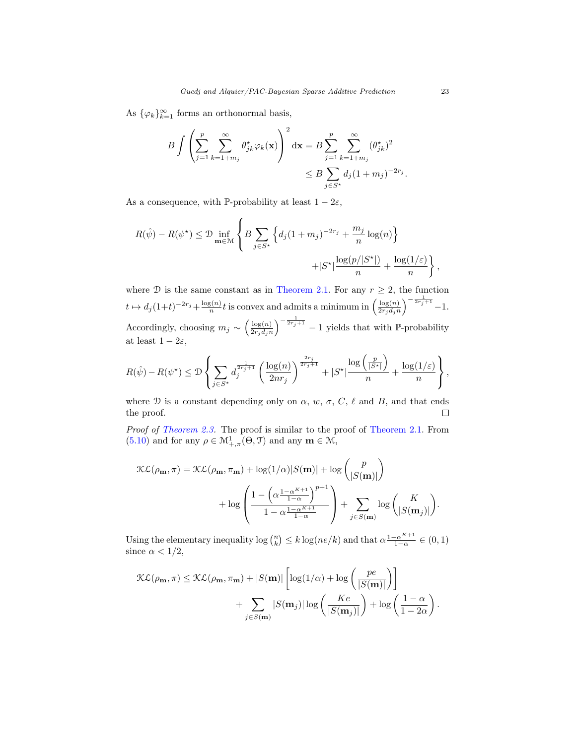As $\{\varphi_k\}_{k=1}^{\infty}$ forms an orthonormal basis,

$$B \int \left( \sum_{j=1}^{p} \sum_{k=1+m_j}^{\infty} \theta^{\star}_{jk} \varphi_k(\mathbf{x}) \right)^2 \mathrm{d}\mathbf{x} = B \sum_{j=1}^{p} \sum_{k=1+m_j}^{\infty} (\theta^{\star}_{jk})^2 \\ \leq B \sum_{j \in S^{\star}} d_j (1+m_j)^{-2r_j}.$$

As a consequence, with $\mathbb{P}$-probability at least $1-2\varepsilon$,

$$R(\hat{\psi}) - R(\psi^{\star}) \leq \mathcal{D} \inf_{\mathbf{m} \in \mathcal{M}} \left\{ B \sum_{j \in S^{\star}} \left\{ d_j (1+m_j)^{-2r_j} + \frac{m_j}{n} \log(n) \right\} \right. \\ \left. + |S^{\star}| \frac{\log(p/|S^{\star}|)}{n} + \frac{\log(1/\varepsilon)}{n} \right\},$$

where $\mathcal{D}$ is the same constant as in Theorem 2.1. For any $r \geq 2$, the function $t \mapsto d_j(1+t)^{-2r_j} + \frac{\log(n)}{n} t$ is convex and admits a minimum in $\left(\frac{\log(n)}{2r_j d_j n}\right)^{-\frac{1}{2r_j+1}} - 1$. Accordingly, choosing $m_j \sim \left(\frac{\log(n)}{2r_j d_j n}\right)^{-\frac{1}{2r_j+1}} - 1$ yields that with $\mathbb{P}$-probability at least $1-2\varepsilon$,

$$R(\hat{\psi}) - R(\psi^{\star}) \leq \mathcal{D} \left\{ \sum_{j \in S^{\star}} d_j^{\frac{1}{2r_j+1}} \left( \frac{\log(n)}{2nr_j} \right)^{\frac{2r_j}{2r_j+1}} + |S^{\star}| \frac{\log\left(\frac{p}{|S^{\star}|}\right)}{n} + \frac{\log(1/\varepsilon)}{n} \right\},$$

where $\mathcal{D}$ is a constant depending only on $\alpha$, $w$, $\sigma$, $C$, $\ell$ and $B$, and that ends the proof. □

*Proof of Theorem 2.3.* The proof is similar to the proof of Theorem 2.1. From (5.10) and for any $\rho \in \mathcal{M}^1_{+,\pi}(\Theta, \mathcal{T})$ and any $\mathbf{m} \in \mathcal{M}$,

$$\mathcal{KL}(\rho_{\mathbf{m}}, \pi) = \mathcal{KL}(\rho_{\mathbf{m}}, \pi_{\mathbf{m}}) + \log(1/\alpha)|S(\mathbf{m})| + \log \binom{p}{|S(\mathbf{m})|} \\ + \log \left( \frac{1 - \left(\alpha \frac{1-\alpha^{K+1}}{1-\alpha}\right)^{p+1}}{1 - \alpha \frac{1-\alpha^{K+1}}{1-\alpha}} \right) + \sum_{j \in S(\mathbf{m})} \log \binom{K}{|S(\mathbf{m}_j)|}.$$

Using the elementary inequality $\log \binom{n}{k} \leq k \log(ne/k)$ and that $\alpha \frac{1-\alpha^{K+1}}{1-\alpha} \in (0,1)$ since $\alpha < 1/2$,

$$\mathcal{KL}(\rho_{\mathbf{m}}, \pi) \leq \mathcal{KL}(\rho_{\mathbf{m}}, \pi_{\mathbf{m}}) + |S(\mathbf{m})| \left[ \log(1/\alpha) + \log\left( \frac{pe}{|S(\mathbf{m})|} \right) \right] \\ + \sum_{j \in S(\mathbf{m})} |S(\mathbf{m}_j)| \log \left( \frac{Ke}{|S(\mathbf{m}_j)|} \right) + \log \left( \frac{1-\alpha}{1-2\alpha} \right).$$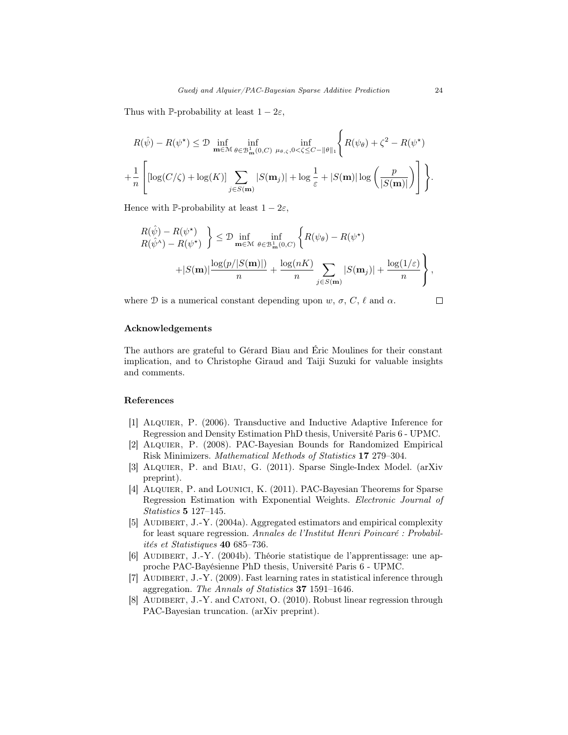Thus with $\mathbb{P}$-probability at least $1-2\varepsilon$,

$$
R(\hat{\psi}) - R(\psi^\star) \leq \mathcal{D} \inf_{\mathbf{m}\in\mathcal{M}} \inf_{\theta\in\mathcal{B}^1_{\mathbf{m}}(0,C)} \inf_{\mu_{\theta,\zeta}, 0<\zeta\leq C-\|\theta\|_1} \Bigg\{ R(\psi_\theta) + \zeta^2 - R(\psi^\star)
$$

$$
+ \frac{1}{n}\left[ [\log(C/\zeta) + \log(K)] \sum_{j\in S(\mathbf{m})} |S(\mathbf{m}_j)| + \log\frac{1}{\varepsilon} + |S(\mathbf{m})| \log\left(\frac{p}{|S(\mathbf{m})|}\right) \right] \Bigg\}.
$$

Hence with $\mathbb{P}$-probability at least $1-2\varepsilon$,

$$
\left.\begin{array}{l} R(\hat{\psi}) - R(\psi^\star) \\ R(\hat{\psi}^{\mathrm{A}}) - R(\psi^\star) \end{array}\right\} \leq \mathcal{D} \inf_{\mathbf{m}\in\mathcal{M}} \inf_{\theta\in\mathcal{B}^1_{\mathbf{m}}(0,C)} \Bigg\{ R(\psi_\theta) - R(\psi^\star)
$$

$$
+ |S(\mathbf{m})| \frac{\log(p/|S(\mathbf{m})|)}{n} + \frac{\log(nK)}{n} \sum_{j\in S(\mathbf{m})} |S(\mathbf{m}_j)| + \frac{\log(1/\varepsilon)}{n} \Bigg\},
$$

where $\mathcal{D}$ is a numerical constant depending upon $w$, $\sigma$, $C$, $\ell$ and $\alpha$. □

### Acknowledgements

The authors are grateful to Gérard Biau and Éric Moulines for their constant implication, and to Christophe Giraud and Taiji Suzuki for valuable insights and comments.

### References

[1] Alquier, P. (2006). Transductive and Inductive Adaptive Inference for Regression and Density Estimation PhD thesis, Université Paris 6 - UPMC.

[2] Alquier, P. (2008). PAC-Bayesian Bounds for Randomized Empirical Risk Minimizers. *Mathematical Methods of Statistics* **17** 279–304.

[3] Alquier, P. and Biau, G. (2011). Sparse Single-Index Model. (arXiv preprint).

[4] Alquier, P. and Lounici, K. (2011). PAC-Bayesian Theorems for Sparse Regression Estimation with Exponential Weights. *Electronic Journal of Statistics* **5** 127–145.

[5] Audibert, J.-Y. (2004a). Aggregated estimators and empirical complexity for least square regression. *Annales de l'Institut Henri Poincaré : Probabilités et Statistiques* **40** 685–736.

[6] Audibert, J.-Y. (2004b). Théorie statistique de l'apprentissage: une approche PAC-Bayésienne PhD thesis, Université Paris 6 - UPMC.

[7] Audibert, J.-Y. (2009). Fast learning rates in statistical inference through aggregation. *The Annals of Statistics* **37** 1591–1646.

[8] Audibert, J.-Y. and Catoni, O. (2010). Robust linear regression through PAC-Bayesian truncation. (arXiv preprint).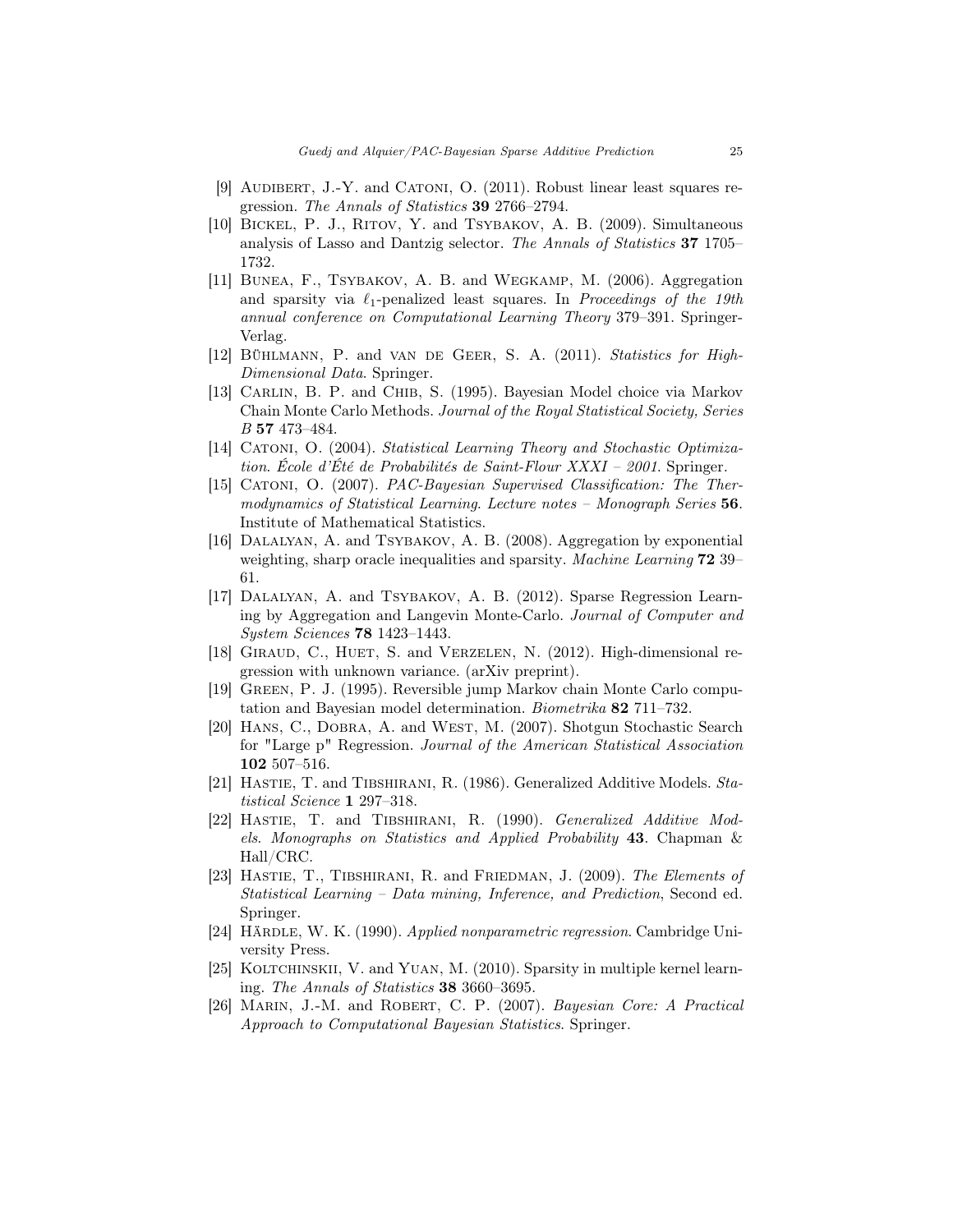[9] Audibert, J.-Y. and Catoni, O. (2011). Robust linear least squares regression. *The Annals of Statistics* **39** 2766–2794.

[10] Bickel, P. J., Ritov, Y. and Tsybakov, A. B. (2009). Simultaneous analysis of Lasso and Dantzig selector. *The Annals of Statistics* **37** 1705–1732.

[11] Bunea, F., Tsybakov, A. B. and Wegkamp, M. (2006). Aggregation and sparsity via $\ell_1$-penalized least squares. In *Proceedings of the 19th annual conference on Computational Learning Theory* 379–391. Springer-Verlag.

[12] Bühlmann, P. and van de Geer, S. A. (2011). *Statistics for High-Dimensional Data*. Springer.

[13] Carlin, B. P. and Chib, S. (1995). Bayesian Model choice via Markov Chain Monte Carlo Methods. *Journal of the Royal Statistical Society, Series B* **57** 473–484.

[14] Catoni, O. (2004). *Statistical Learning Theory and Stochastic Optimization. École d'Été de Probabilités de Saint-Flour XXXI – 2001*. Springer.

[15] Catoni, O. (2007). *PAC-Bayesian Supervised Classification: The Thermodynamics of Statistical Learning. Lecture notes – Monograph Series* **56**. Institute of Mathematical Statistics.

[16] Dalalyan, A. and Tsybakov, A. B. (2008). Aggregation by exponential weighting, sharp oracle inequalities and sparsity. *Machine Learning* **72** 39–61.

[17] Dalalyan, A. and Tsybakov, A. B. (2012). Sparse Regression Learning by Aggregation and Langevin Monte-Carlo. *Journal of Computer and System Sciences* **78** 1423–1443.

[18] Giraud, C., Huet, S. and Verzelen, N. (2012). High-dimensional regression with unknown variance. (arXiv preprint).

[19] Green, P. J. (1995). Reversible jump Markov chain Monte Carlo computation and Bayesian model determination. *Biometrika* **82** 711–732.

[20] Hans, C., Dobra, A. and West, M. (2007). Shotgun Stochastic Search for "Large p" Regression. *Journal of the American Statistical Association* **102** 507–516.

[21] Hastie, T. and Tibshirani, R. (1986). Generalized Additive Models. *Statistical Science* **1** 297–318.

[22] Hastie, T. and Tibshirani, R. (1990). *Generalized Additive Models. Monographs on Statistics and Applied Probability* **43**. Chapman & Hall/CRC.

[23] Hastie, T., Tibshirani, R. and Friedman, J. (2009). *The Elements of Statistical Learning – Data mining, Inference, and Prediction*, Second ed. Springer.

[24] Härdle, W. K. (1990). *Applied nonparametric regression*. Cambridge University Press.

[25] Koltchinskii, V. and Yuan, M. (2010). Sparsity in multiple kernel learning. *The Annals of Statistics* **38** 3660–3695.

[26] Marin, J.-M. and Robert, C. P. (2007). *Bayesian Core: A Practical Approach to Computational Bayesian Statistics*. Springer.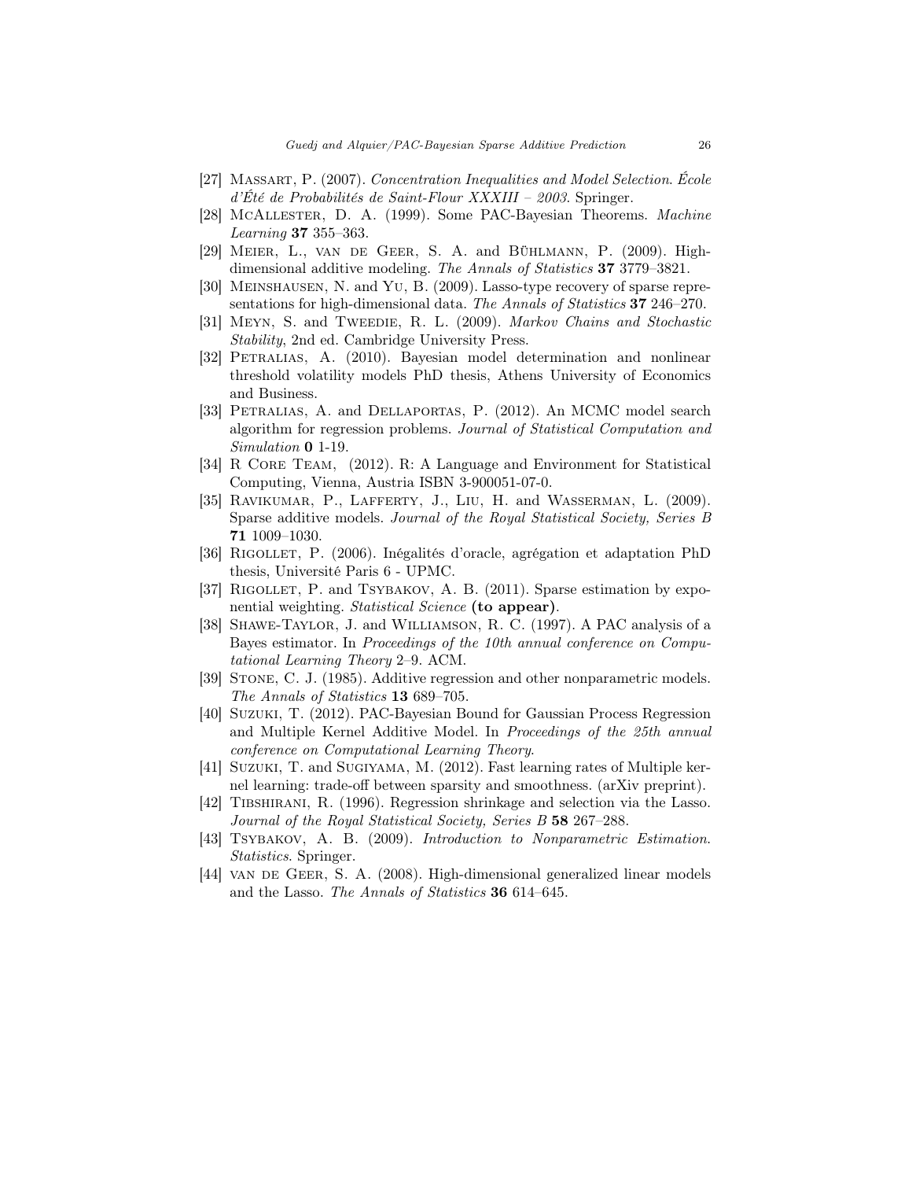[27] Massart, P. (2007). *Concentration Inequalities and Model Selection. École d'Été de Probabilités de Saint-Flour XXXIII – 2003*. Springer.

[28] McAllester, D. A. (1999). Some PAC-Bayesian Theorems. *Machine Learning* **37** 355–363.

[29] Meier, L., van de Geer, S. A. and Bühlmann, P. (2009). High-dimensional additive modeling. *The Annals of Statistics* **37** 3779–3821.

[30] Meinshausen, N. and Yu, B. (2009). Lasso-type recovery of sparse representations for high-dimensional data. *The Annals of Statistics* **37** 246–270.

[31] Meyn, S. and Tweedie, R. L. (2009). *Markov Chains and Stochastic Stability*, 2nd ed. Cambridge University Press.

[32] Petralias, A. (2010). Bayesian model determination and nonlinear threshold volatility models PhD thesis, Athens University of Economics and Business.

[33] Petralias, A. and Dellaportas, P. (2012). An MCMC model search algorithm for regression problems. *Journal of Statistical Computation and Simulation* **0** 1-19.

[34] R Core Team, (2012). R: A Language and Environment for Statistical Computing, Vienna, Austria ISBN 3-900051-07-0.

[35] Ravikumar, P., Lafferty, J., Liu, H. and Wasserman, L. (2009). Sparse additive models. *Journal of the Royal Statistical Society, Series B* **71** 1009–1030.

[36] Rigollet, P. (2006). Inégalités d'oracle, agrégation et adaptation PhD thesis, Université Paris 6 - UPMC.

[37] Rigollet, P. and Tsybakov, A. B. (2011). Sparse estimation by exponential weighting. *Statistical Science* **(to appear)**.

[38] Shawe-Taylor, J. and Williamson, R. C. (1997). A PAC analysis of a Bayes estimator. In *Proceedings of the 10th annual conference on Computational Learning Theory* 2–9. ACM.

[39] Stone, C. J. (1985). Additive regression and other nonparametric models. *The Annals of Statistics* **13** 689–705.

[40] Suzuki, T. (2012). PAC-Bayesian Bound for Gaussian Process Regression and Multiple Kernel Additive Model. In *Proceedings of the 25th annual conference on Computational Learning Theory*.

[41] Suzuki, T. and Sugiyama, M. (2012). Fast learning rates of Multiple kernel learning: trade-off between sparsity and smoothness. (arXiv preprint).

[42] Tibshirani, R. (1996). Regression shrinkage and selection via the Lasso. *Journal of the Royal Statistical Society, Series B* **58** 267–288.

[43] Tsybakov, A. B. (2009). *Introduction to Nonparametric Estimation*. *Statistics*. Springer.

[44] van de Geer, S. A. (2008). High-dimensional generalized linear models and the Lasso. *The Annals of Statistics* **36** 614–645.